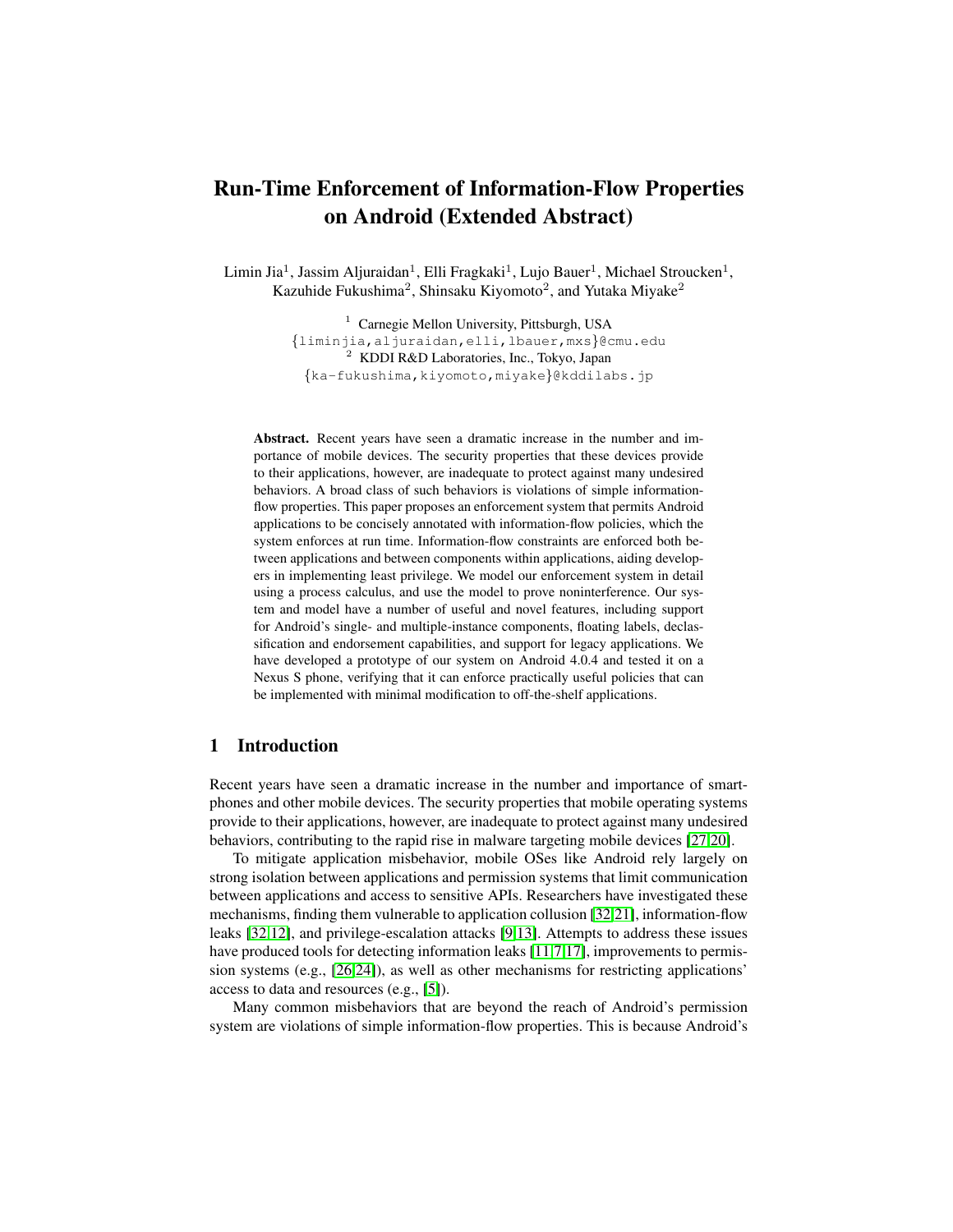# Run-Time Enforcement of Information-Flow Properties on Android (Extended Abstract)

Limin Jia[1], Jassim Aljuraidan[1], Elli Fragkaki[1], Lujo Bauer[1], Michael Stroucken[1], Kazuhide Fukushima[2], Shinsaku Kiyomoto[2], and Yutaka Miyake[2]

[1] Carnegie Mellon University, Pittsburgh, USA
{liminjia,aljuraidan,elli,lbauer,mxs}@cmu.edu
[2] KDDI R&D Laboratories, Inc., Tokyo, Japan
{ka-fukushima,kiyomoto,miyake}@kddilabs.jp

**Abstract.** Recent years have seen a dramatic increase in the number and importance of mobile devices. The security properties that these devices provide to their applications, however, are inadequate to protect against many undesired behaviors. A broad class of such behaviors is violations of simple information-flow properties. This paper proposes an enforcement system that permits Android applications to be concisely annotated with information-flow policies, which the system enforces at run time. Information-flow constraints are enforced both between applications and between components within applications, aiding developers in implementing least privilege. We model our enforcement system in detail using a process calculus, and use the model to prove noninterference. Our system and model have a number of useful and novel features, including support for Android's single- and multiple-instance components, floating labels, declassification and endorsement capabilities, and support for legacy applications. We have developed a prototype of our system on Android 4.0.4 and tested it on a Nexus S phone, verifying that it can enforce practically useful policies that can be implemented with minimal modification to off-the-shelf applications.

## 1 Introduction

Recent years have seen a dramatic increase in the number and importance of smartphones and other mobile devices. The security properties that mobile operating systems provide to their applications, however, are inadequate to protect against many undesired behaviors, contributing to the rapid rise in malware targeting mobile devices [27,20].

To mitigate application misbehavior, mobile OSes like Android rely largely on strong isolation between applications and permission systems that limit communication between applications and access to sensitive APIs. Researchers have investigated these mechanisms, finding them vulnerable to application collusion [32,21], information-flow leaks [32,12], and privilege-escalation attacks [9,13]. Attempts to address these issues have produced tools for detecting information leaks [11,7,17], improvements to permission systems (e.g., [26,24]), as well as other mechanisms for restricting applications' access to data and resources (e.g., [5]).

Many common misbehaviors that are beyond the reach of Android's permission system are violations of simple information-flow properties. This is because Android's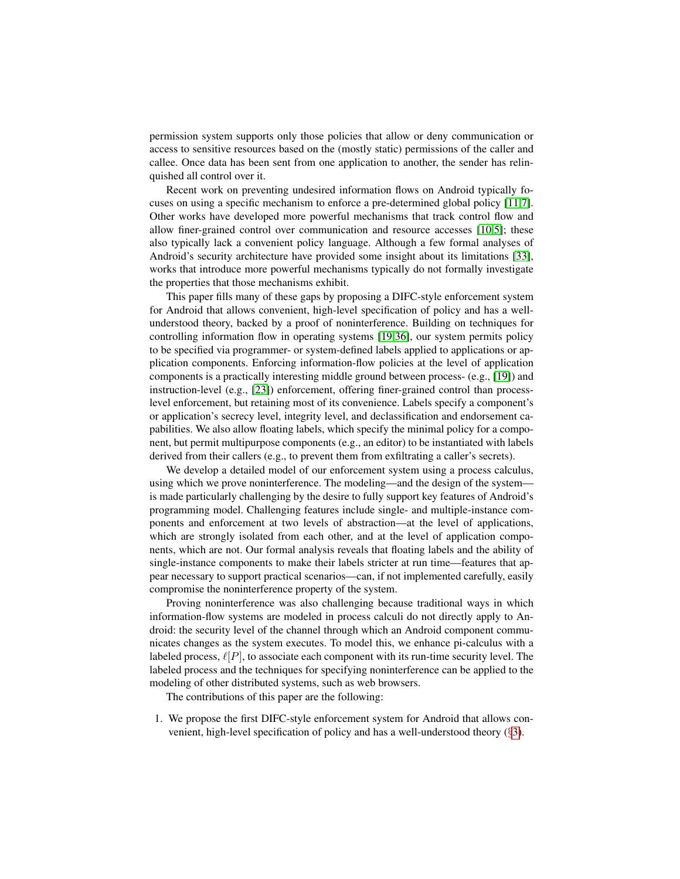permission system supports only those policies that allow or deny communication or access to sensitive resources based on the (mostly static) permissions of the caller and callee. Once data has been sent from one application to another, the sender has relinquished all control over it.

Recent work on preventing undesired information flows on Android typically focuses on using a specific mechanism to enforce a pre-determined global policy [11,7]. Other works have developed more powerful mechanisms that track control flow and allow finer-grained control over communication and resource accesses [10,5]; these also typically lack a convenient policy language. Although a few formal analyses of Android's security architecture have provided some insight about its limitations [33], works that introduce more powerful mechanisms typically do not formally investigate the properties that those mechanisms exhibit.

This paper fills many of these gaps by proposing a DIFC-style enforcement system for Android that allows convenient, high-level specification of policy and has a well-understood theory, backed by a proof of noninterference. Building on techniques for controlling information flow in operating systems [19,36], our system permits policy to be specified via programmer- or system-defined labels applied to applications or application components. Enforcing information-flow policies at the level of application components is a practically interesting middle ground between process- (e.g., [19]) and instruction-level (e.g., [23]) enforcement, offering finer-grained control than process-level enforcement, but retaining most of its convenience. Labels specify a component's or application's secrecy level, integrity level, and declassification and endorsement capabilities. We also allow floating labels, which specify the minimal policy for a component, but permit multipurpose components (e.g., an editor) to be instantiated with labels derived from their callers (e.g., to prevent them from exfiltrating a caller's secrets).

We develop a detailed model of our enforcement system using a process calculus, using which we prove noninterference. The modeling—and the design of the system—is made particularly challenging by the desire to fully support key features of Android's programming model. Challenging features include single- and multiple-instance components and enforcement at two levels of abstraction—at the level of applications, which are strongly isolated from each other, and at the level of application components, which are not. Our formal analysis reveals that floating labels and the ability of single-instance components to make their labels stricter at run time—features that appear necessary to support practical scenarios—can, if not implemented carefully, easily compromise the noninterference property of the system.

Proving noninterference was also challenging because traditional ways in which information-flow systems are modeled in process calculi do not directly apply to Android: the security level of the channel through which an Android component communicates changes as the system executes. To model this, we enhance pi-calculus with a labeled process, $\ell[P]$, to associate each component with its run-time security level. The labeled process and the techniques for specifying noninterference can be applied to the modeling of other distributed systems, such as web browsers.

The contributions of this paper are the following:

1. We propose the first DIFC-style enforcement system for Android that allows convenient, high-level specification of policy and has a well-understood theory (§3).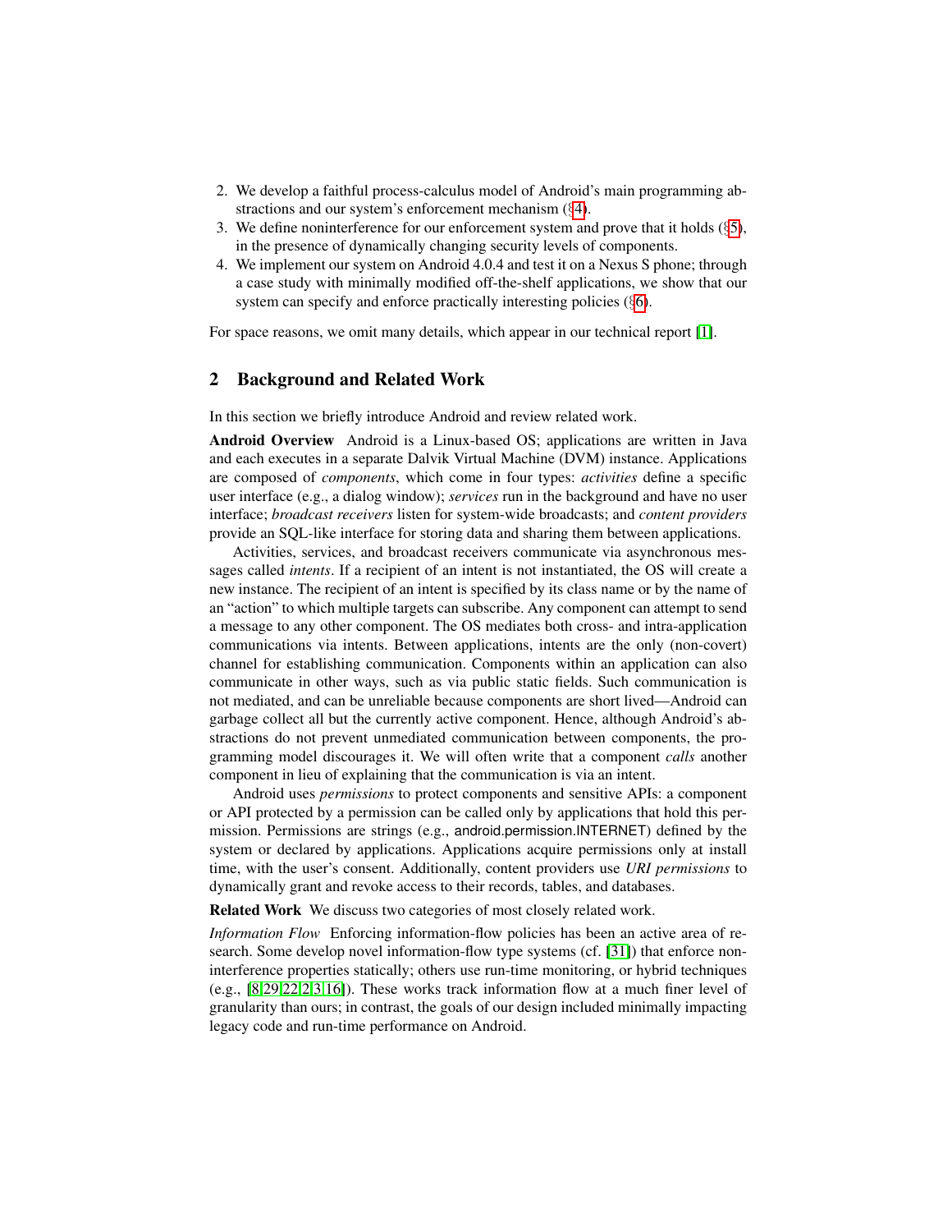2. We develop a faithful process-calculus model of Android's main programming abstractions and our system's enforcement mechanism (§4).
3. We define noninterference for our enforcement system and prove that it holds (§5), in the presence of dynamically changing security levels of components.
4. We implement our system on Android 4.0.4 and test it on a Nexus S phone; through a case study with minimally modified off-the-shelf applications, we show that our system can specify and enforce practically interesting policies (§6).

For space reasons, we omit many details, which appear in our technical report [1].

## 2 Background and Related Work

In this section we briefly introduce Android and review related work.

**Android Overview** Android is a Linux-based OS; applications are written in Java and each executes in a separate Dalvik Virtual Machine (DVM) instance. Applications are composed of *components*, which come in four types: *activities* define a specific user interface (e.g., a dialog window); *services* run in the background and have no user interface; *broadcast receivers* listen for system-wide broadcasts; and *content providers* provide an SQL-like interface for storing data and sharing them between applications.

Activities, services, and broadcast receivers communicate via asynchronous messages called *intents*. If a recipient of an intent is not instantiated, the OS will create a new instance. The recipient of an intent is specified by its class name or by the name of an "action" to which multiple targets can subscribe. Any component can attempt to send a message to any other component. The OS mediates both cross- and intra-application communications via intents. Between applications, intents are the only (non-covert) channel for establishing communication. Components within an application can also communicate in other ways, such as via public static fields. Such communication is not mediated, and can be unreliable because components are short lived—Android can garbage collect all but the currently active component. Hence, although Android's abstractions do not prevent unmediated communication between components, the programming model discourages it. We will often write that a component *calls* another component in lieu of explaining that the communication is via an intent.

Android uses *permissions* to protect components and sensitive APIs: a component or API protected by a permission can be called only by applications that hold this permission. Permissions are strings (e.g., android.permission.INTERNET) defined by the system or declared by applications. Applications acquire permissions only at install time, with the user's consent. Additionally, content providers use *URI permissions* to dynamically grant and revoke access to their records, tables, and databases.

**Related Work** We discuss two categories of most closely related work.

*Information Flow* Enforcing information-flow policies has been an active area of research. Some develop novel information-flow type systems (cf. [31]) that enforce noninterference properties statically; others use run-time monitoring, or hybrid techniques (e.g., [8,29,22,2,3,16]). These works track information flow at a much finer level of granularity than ours; in contrast, the goals of our design included minimally impacting legacy code and run-time performance on Android.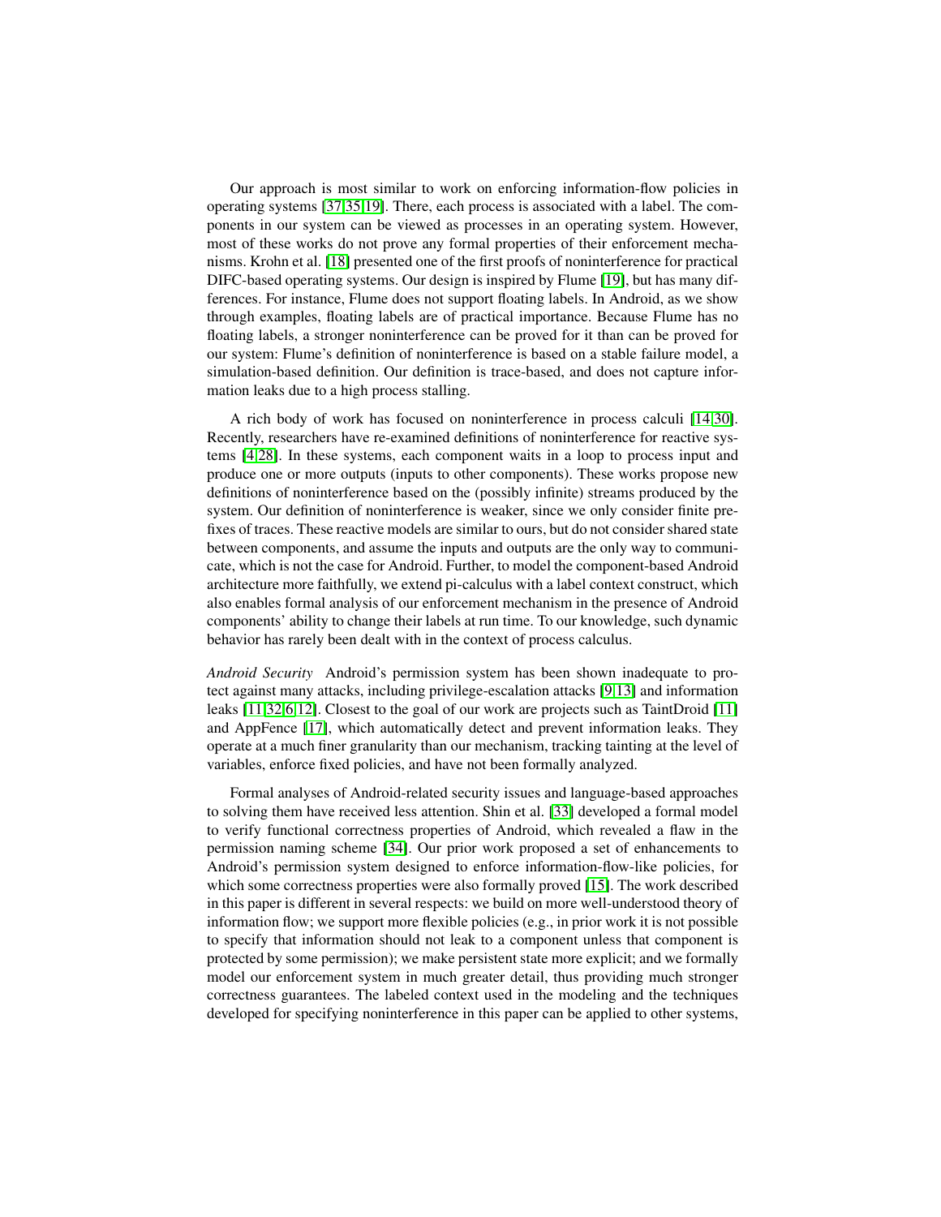Our approach is most similar to work on enforcing information-flow policies in operating systems [37,35,19]. There, each process is associated with a label. The components in our system can be viewed as processes in an operating system. However, most of these works do not prove any formal properties of their enforcement mechanisms. Krohn et al. [18] presented one of the first proofs of noninterference for practical DIFC-based operating systems. Our design is inspired by Flume [19], but has many differences. For instance, Flume does not support floating labels. In Android, as we show through examples, floating labels are of practical importance. Because Flume has no floating labels, a stronger noninterference can be proved for it than can be proved for our system: Flume's definition of noninterference is based on a stable failure model, a simulation-based definition. Our definition is trace-based, and does not capture information leaks due to a high process stalling.

A rich body of work has focused on noninterference in process calculi [14,30]. Recently, researchers have re-examined definitions of noninterference for reactive systems [4,28]. In these systems, each component waits in a loop to process input and produce one or more outputs (inputs to other components). These works propose new definitions of noninterference based on the (possibly infinite) streams produced by the system. Our definition of noninterference is weaker, since we only consider finite prefixes of traces. These reactive models are similar to ours, but do not consider shared state between components, and assume the inputs and outputs are the only way to communicate, which is not the case for Android. Further, to model the component-based Android architecture more faithfully, we extend pi-calculus with a label context construct, which also enables formal analysis of our enforcement mechanism in the presence of Android components' ability to change their labels at run time. To our knowledge, such dynamic behavior has rarely been dealt with in the context of process calculus.

*Android Security* Android's permission system has been shown inadequate to protect against many attacks, including privilege-escalation attacks [9,13] and information leaks [11,32,6,12]. Closest to the goal of our work are projects such as TaintDroid [11] and AppFence [17], which automatically detect and prevent information leaks. They operate at a much finer granularity than our mechanism, tracking tainting at the level of variables, enforce fixed policies, and have not been formally analyzed.

Formal analyses of Android-related security issues and language-based approaches to solving them have received less attention. Shin et al. [33] developed a formal model to verify functional correctness properties of Android, which revealed a flaw in the permission naming scheme [34]. Our prior work proposed a set of enhancements to Android's permission system designed to enforce information-flow-like policies, for which some correctness properties were also formally proved [15]. The work described in this paper is different in several respects: we build on more well-understood theory of information flow; we support more flexible policies (e.g., in prior work it is not possible to specify that information should not leak to a component unless that component is protected by some permission); we make persistent state more explicit; and we formally model our enforcement system in much greater detail, thus providing much stronger correctness guarantees. The labeled context used in the modeling and the techniques developed for specifying noninterference in this paper can be applied to other systems,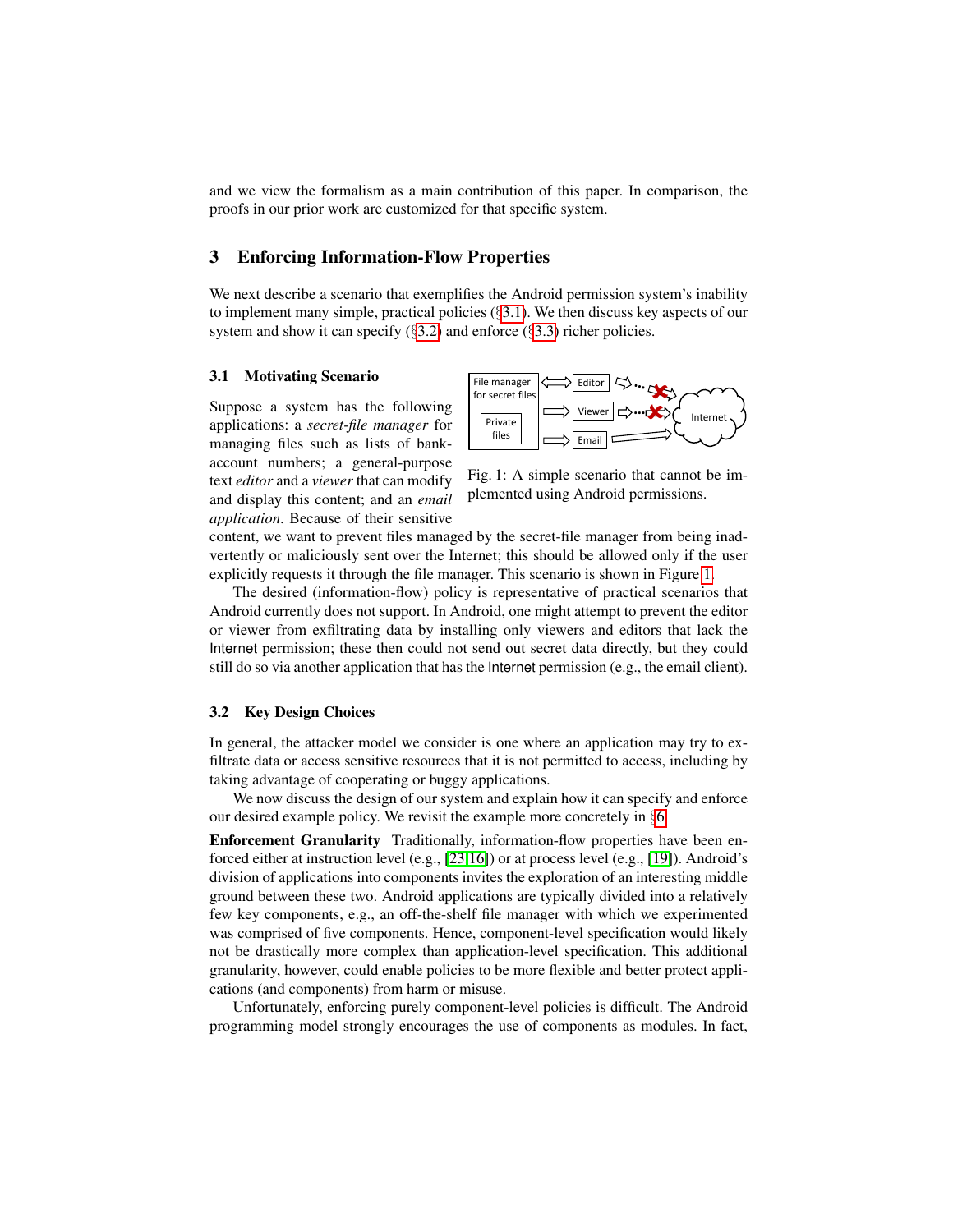and we view the formalism as a main contribution of this paper. In comparison, the proofs in our prior work are customized for that specific system.

## 3 Enforcing Information-Flow Properties

We next describe a scenario that exemplifies the Android permission system's inability to implement many simple, practical policies (§3.1). We then discuss key aspects of our system and show it can specify (§3.2) and enforce (§3.3) richer policies.

### 3.1 Motivating Scenario

Suppose a system has the following applications: a *secret-file manager* for managing files such as lists of bank-account numbers; a general-purpose text *editor* and a *viewer* that can modify and display this content; and an *email application*. Because of their sensitive content, we want to prevent files managed by the secret-file manager from being inadvertently or maliciously sent over the Internet; this should be allowed only if the user explicitly requests it through the file manager. This scenario is shown in Figure 1.

Fig. 1: A simple scenario that cannot be implemented using Android permissions.

The desired (information-flow) policy is representative of practical scenarios that Android currently does not support. In Android, one might attempt to prevent the editor or viewer from exfiltrating data by installing only viewers and editors that lack the Internet permission; these then could not send out secret data directly, but they could still do so via another application that has the Internet permission (e.g., the email client).

### 3.2 Key Design Choices

In general, the attacker model we consider is one where an application may try to exfiltrate data or access sensitive resources that it is not permitted to access, including by taking advantage of cooperating or buggy applications.

We now discuss the design of our system and explain how it can specify and enforce our desired example policy. We revisit the example more concretely in §6.

**Enforcement Granularity** Traditionally, information-flow properties have been enforced either at instruction level (e.g., [23,16]) or at process level (e.g., [19]). Android's division of applications into components invites the exploration of an interesting middle ground between these two. Android applications are typically divided into a relatively few key components, e.g., an off-the-shelf file manager with which we experimented was comprised of five components. Hence, component-level specification would likely not be drastically more complex than application-level specification. This additional granularity, however, could enable policies to be more flexible and better protect applications (and components) from harm or misuse.

Unfortunately, enforcing purely component-level policies is difficult. The Android programming model strongly encourages the use of components as modules. In fact,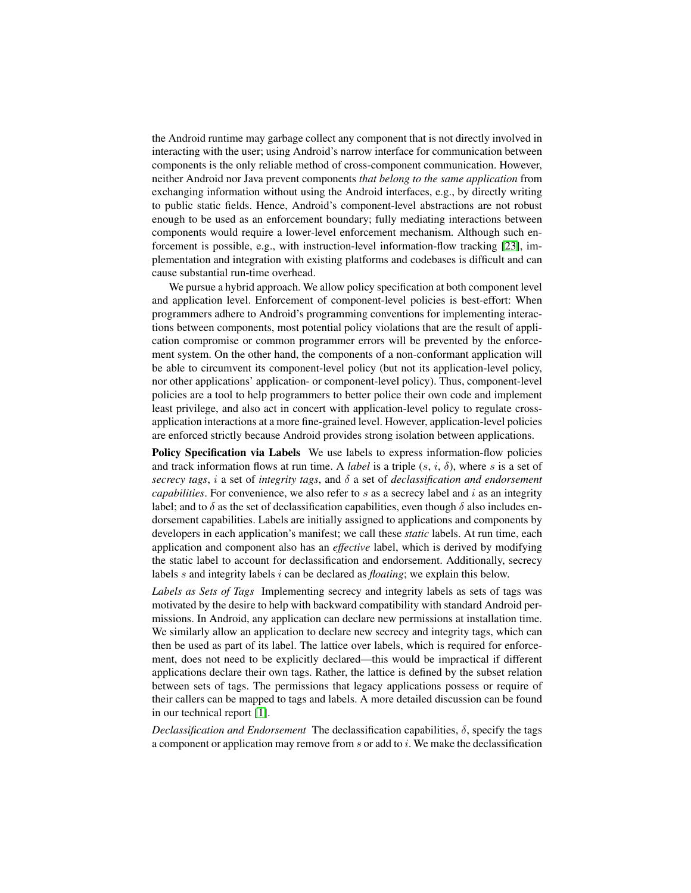the Android runtime may garbage collect any component that is not directly involved in interacting with the user; using Android's narrow interface for communication between components is the only reliable method of cross-component communication. However, neither Android nor Java prevent components *that belong to the same application* from exchanging information without using the Android interfaces, e.g., by directly writing to public static fields. Hence, Android's component-level abstractions are not robust enough to be used as an enforcement boundary; fully mediating interactions between components would require a lower-level enforcement mechanism. Although such enforcement is possible, e.g., with instruction-level information-flow tracking [23], implementation and integration with existing platforms and codebases is difficult and can cause substantial run-time overhead.

We pursue a hybrid approach. We allow policy specification at both component level and application level. Enforcement of component-level policies is best-effort: When programmers adhere to Android's programming conventions for implementing interactions between components, most potential policy violations that are the result of application compromise or common programmer errors will be prevented by the enforcement system. On the other hand, the components of a non-conformant application will be able to circumvent its component-level policy (but not its application-level policy, nor other applications' application- or component-level policy). Thus, component-level policies are a tool to help programmers to better police their own code and implement least privilege, and also act in concert with application-level policy to regulate cross-application interactions at a more fine-grained level. However, application-level policies are enforced strictly because Android provides strong isolation between applications.

**Policy Specification via Labels** We use labels to express information-flow policies and track information flows at run time. A *label* is a triple ($s$, $i$, $\delta$), where $s$ is a set of *secrecy tags*, $i$ a set of *integrity tags*, and $\delta$ a set of *declassification and endorsement capabilities*. For convenience, we also refer to $s$ as a secrecy label and $i$ as an integrity label; and to $\delta$ as the set of declassification capabilities, even though $\delta$ also includes endorsement capabilities. Labels are initially assigned to applications and components by developers in each application's manifest; we call these *static* labels. At run time, each application and component also has an *effective* label, which is derived by modifying the static label to account for declassification and endorsement. Additionally, secrecy labels $s$ and integrity labels $i$ can be declared as *floating*; we explain this below.

*Labels as Sets of Tags* Implementing secrecy and integrity labels as sets of tags was motivated by the desire to help with backward compatibility with standard Android permissions. In Android, any application can declare new permissions at installation time. We similarly allow an application to declare new secrecy and integrity tags, which can then be used as part of its label. The lattice over labels, which is required for enforcement, does not need to be explicitly declared—this would be impractical if different applications declare their own tags. Rather, the lattice is defined by the subset relation between sets of tags. The permissions that legacy applications possess or require of their callers can be mapped to tags and labels. A more detailed discussion can be found in our technical report [1].

*Declassification and Endorsement* The declassification capabilities, $\delta$, specify the tags a component or application may remove from $s$ or add to $i$. We make the declassification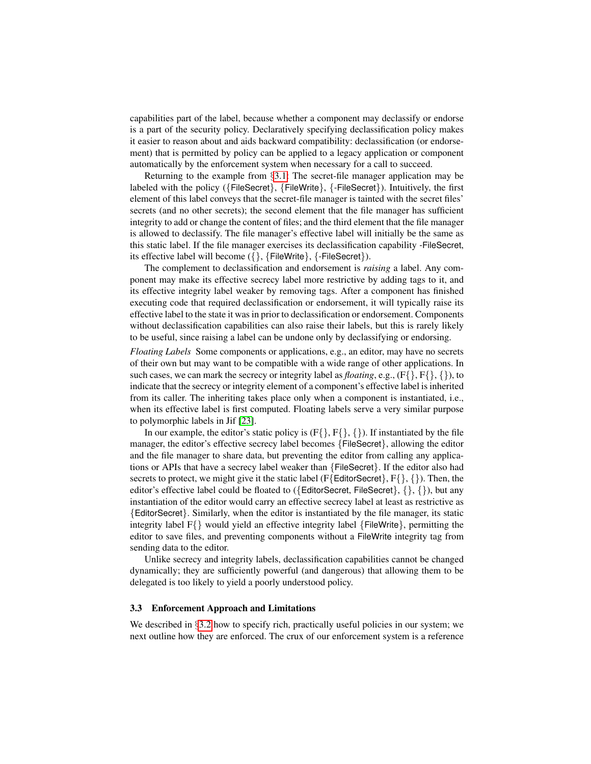capabilities part of the label, because whether a component may declassify or endorse is a part of the security policy. Declaratively specifying declassification policy makes it easier to reason about and aids backward compatibility: declassification (or endorsement) that is permitted by policy can be applied to a legacy application or component automatically by the enforcement system when necessary for a call to succeed.

Returning to the example from §3.1: The secret-file manager application may be labeled with the policy ({FileSecret}, {FileWrite}, {-FileSecret}). Intuitively, the first element of this label conveys that the secret-file manager is tainted with the secret files' secrets (and no other secrets); the second element that the file manager has sufficient integrity to add or change the content of files; and the third element that the file manager is allowed to declassify. The file manager's effective label will initially be the same as this static label. If the file manager exercises its declassification capability -FileSecret, its effective label will become ({}, {FileWrite}, {-FileSecret}).

The complement to declassification and endorsement is *raising* a label. Any component may make its effective secrecy label more restrictive by adding tags to it, and its effective integrity label weaker by removing tags. After a component has finished executing code that required declassification or endorsement, it will typically raise its effective label to the state it was in prior to declassification or endorsement. Components without declassification capabilities can also raise their labels, but this is rarely likely to be useful, since raising a label can be undone only by declassifying or endorsing.

*Floating Labels* Some components or applications, e.g., an editor, may have no secrets of their own but may want to be compatible with a wide range of other applications. In such cases, we can mark the secrecy or integrity label as *floating*, e.g., (F{}, F{}, {}), to indicate that the secrecy or integrity element of a component's effective label is inherited from its caller. The inheriting takes place only when a component is instantiated, i.e., when its effective label is first computed. Floating labels serve a very similar purpose to polymorphic labels in Jif [23].

In our example, the editor's static policy is (F{}, F{}, {}). If instantiated by the file manager, the editor's effective secrecy label becomes {FileSecret}, allowing the editor and the file manager to share data, but preventing the editor from calling any applications or APIs that have a secrecy label weaker than {FileSecret}. If the editor also had secrets to protect, we might give it the static label (F{EditorSecret}, F{}, {}). Then, the editor's effective label could be floated to ({EditorSecret, FileSecret}, {}, {}), but any instantiation of the editor would carry an effective secrecy label at least as restrictive as {EditorSecret}. Similarly, when the editor is instantiated by the file manager, its static integrity label F{} would yield an effective integrity label {FileWrite}, permitting the editor to save files, and preventing components without a FileWrite integrity tag from sending data to the editor.

Unlike secrecy and integrity labels, declassification capabilities cannot be changed dynamically; they are sufficiently powerful (and dangerous) that allowing them to be delegated is too likely to yield a poorly understood policy.

### 3.3 Enforcement Approach and Limitations

We described in §3.2 how to specify rich, practically useful policies in our system; we next outline how they are enforced. The crux of our enforcement system is a reference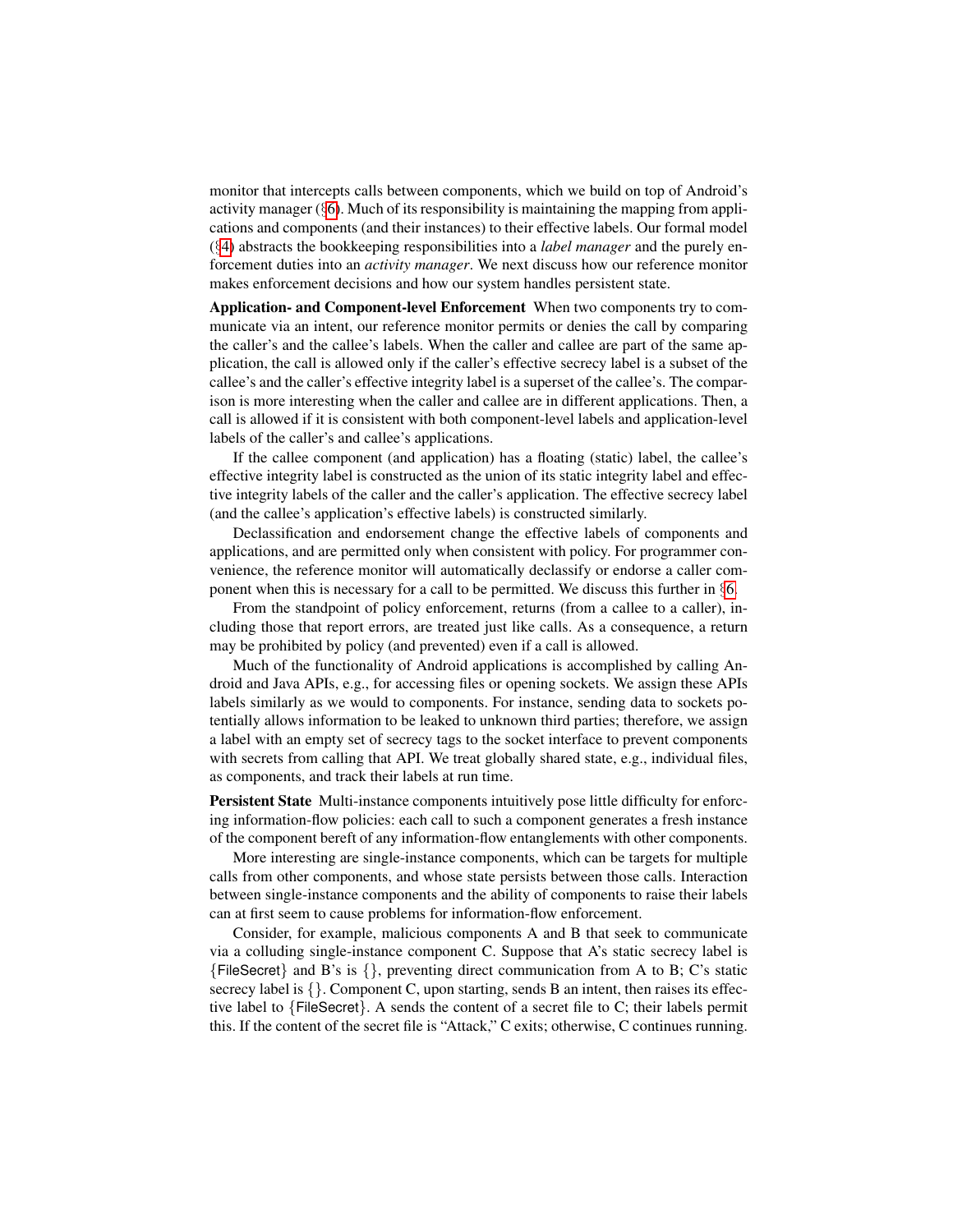monitor that intercepts calls between components, which we build on top of Android's activity manager (§6). Much of its responsibility is maintaining the mapping from applications and components (and their instances) to their effective labels. Our formal model (§4) abstracts the bookkeeping responsibilities into a *label manager* and the purely enforcement duties into an *activity manager*. We next discuss how our reference monitor makes enforcement decisions and how our system handles persistent state.

**Application- and Component-level Enforcement** When two components try to communicate via an intent, our reference monitor permits or denies the call by comparing the caller's and the callee's labels. When the caller and callee are part of the same application, the call is allowed only if the caller's effective secrecy label is a subset of the callee's and the caller's effective integrity label is a superset of the callee's. The comparison is more interesting when the caller and callee are in different applications. Then, a call is allowed if it is consistent with both component-level labels and application-level labels of the caller's and callee's applications.

If the callee component (and application) has a floating (static) label, the callee's effective integrity label is constructed as the union of its static integrity label and effective integrity labels of the caller and the caller's application. The effective secrecy label (and the callee's application's effective labels) is constructed similarly.

Declassification and endorsement change the effective labels of components and applications, and are permitted only when consistent with policy. For programmer convenience, the reference monitor will automatically declassify or endorse a caller component when this is necessary for a call to be permitted. We discuss this further in §6.

From the standpoint of policy enforcement, returns (from a callee to a caller), including those that report errors, are treated just like calls. As a consequence, a return may be prohibited by policy (and prevented) even if a call is allowed.

Much of the functionality of Android applications is accomplished by calling Android and Java APIs, e.g., for accessing files or opening sockets. We assign these APIs labels similarly as we would to components. For instance, sending data to sockets potentially allows information to be leaked to unknown third parties; therefore, we assign a label with an empty set of secrecy tags to the socket interface to prevent components with secrets from calling that API. We treat globally shared state, e.g., individual files, as components, and track their labels at run time.

**Persistent State** Multi-instance components intuitively pose little difficulty for enforcing information-flow policies: each call to such a component generates a fresh instance of the component bereft of any information-flow entanglements with other components.

More interesting are single-instance components, which can be targets for multiple calls from other components, and whose state persists between those calls. Interaction between single-instance components and the ability of components to raise their labels can at first seem to cause problems for information-flow enforcement.

Consider, for example, malicious components A and B that seek to communicate via a colluding single-instance component C. Suppose that A's static secrecy label is {FileSecret} and B's is {}, preventing direct communication from A to B; C's static secrecy label is {}. Component C, upon starting, sends B an intent, then raises its effective label to {FileSecret}. A sends the content of a secret file to C; their labels permit this. If the content of the secret file is "Attack," C exits; otherwise, C continues running.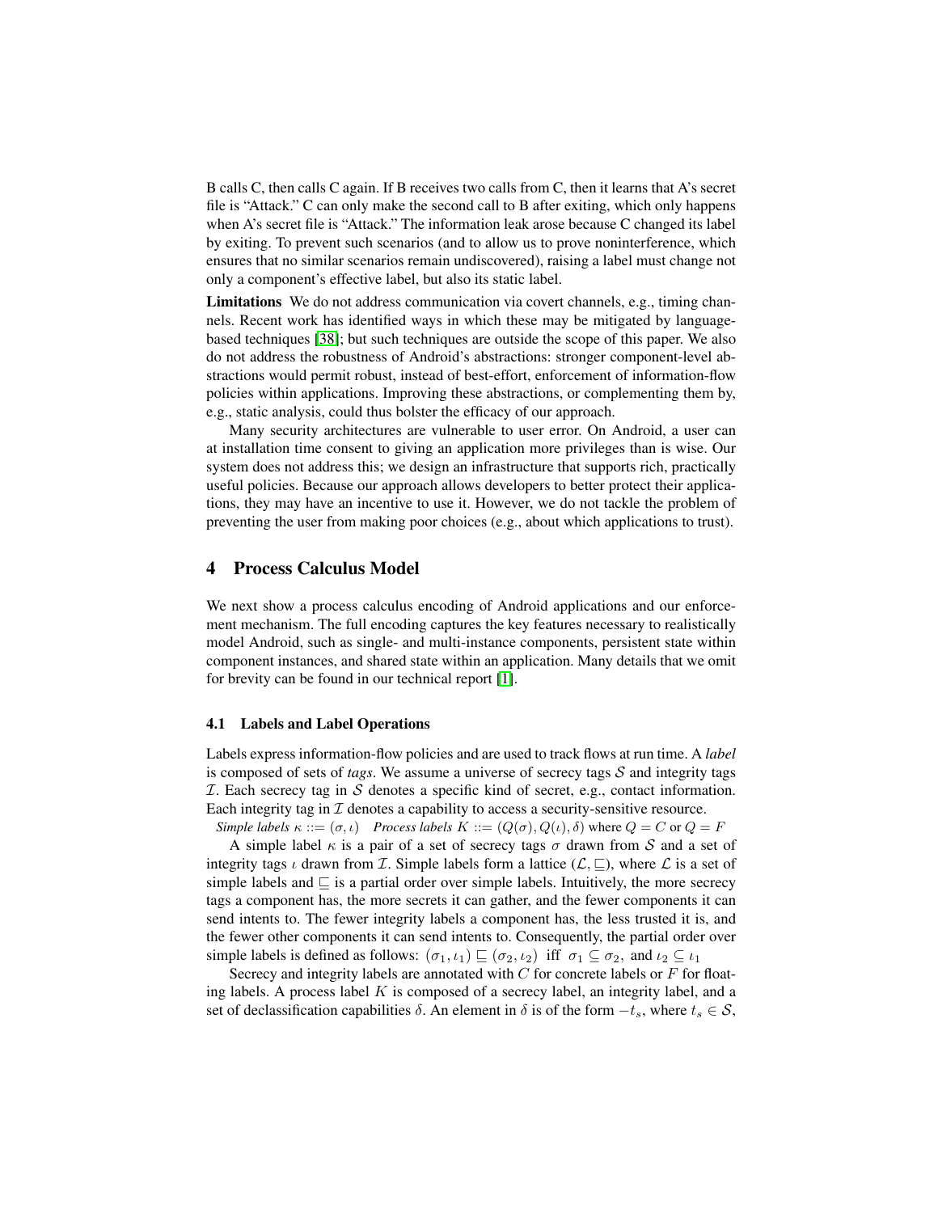B calls C, then calls C again. If B receives two calls from C, then it learns that A's secret file is "Attack." C can only make the second call to B after exiting, which only happens when A's secret file is "Attack." The information leak arose because C changed its label by exiting. To prevent such scenarios (and to allow us to prove noninterference, which ensures that no similar scenarios remain undiscovered), raising a label must change not only a component's effective label, but also its static label.

**Limitations** We do not address communication via covert channels, e.g., timing channels. Recent work has identified ways in which these may be mitigated by language-based techniques [38]; but such techniques are outside the scope of this paper. We also do not address the robustness of Android's abstractions: stronger component-level abstractions would permit robust, instead of best-effort, enforcement of information-flow policies within applications. Improving these abstractions, or complementing them by, e.g., static analysis, could thus bolster the efficacy of our approach.

Many security architectures are vulnerable to user error. On Android, a user can at installation time consent to giving an application more privileges than is wise. Our system does not address this; we design an infrastructure that supports rich, practically useful policies. Because our approach allows developers to better protect their applications, they may have an incentive to use it. However, we do not tackle the problem of preventing the user from making poor choices (e.g., about which applications to trust).

## 4 Process Calculus Model

We next show a process calculus encoding of Android applications and our enforcement mechanism. The full encoding captures the key features necessary to realistically model Android, such as single- and multi-instance components, persistent state within component instances, and shared state within an application. Many details that we omit for brevity can be found in our technical report [1].

### 4.1 Labels and Label Operations

Labels express information-flow policies and are used to track flows at run time. A *label* is composed of sets of *tags*. We assume a universe of secrecy tags $\mathcal{S}$ and integrity tags $\mathcal{I}$. Each secrecy tag in $\mathcal{S}$ denotes a specific kind of secret, e.g., contact information. Each integrity tag in $\mathcal{I}$ denotes a capability to access a security-sensitive resource.

*Simple labels* $\kappa ::= (\sigma, \iota)$ *Process labels* $K ::= (Q(\sigma), Q(\iota), \delta)$ where $Q = C$ or $Q = F$

A simple label $\kappa$ is a pair of a set of secrecy tags $\sigma$ drawn from $\mathcal{S}$ and a set of integrity tags $\iota$ drawn from $\mathcal{I}$. Simple labels form a lattice $(\mathcal{L}, \sqsubseteq)$, where $\mathcal{L}$ is a set of simple labels and $\sqsubseteq$ is a partial order over simple labels. Intuitively, the more secrecy tags a component has, the more secrets it can gather, and the fewer components it can send intents to. The fewer integrity labels a component has, the less trusted it is, and the fewer other components it can send intents to. Consequently, the partial order over simple labels is defined as follows: $(\sigma_1, \iota_1) \sqsubseteq (\sigma_2, \iota_2)$ iff $\sigma_1 \subseteq \sigma_2$, and $\iota_2 \subseteq \iota_1$

Secrecy and integrity labels are annotated with $C$ for concrete labels or $F$ for floating labels. A process label $K$ is composed of a secrecy label, an integrity label, and a set of declassification capabilities $\delta$. An element in $\delta$ is of the form $-t_s$, where $t_s \in \mathcal{S}$,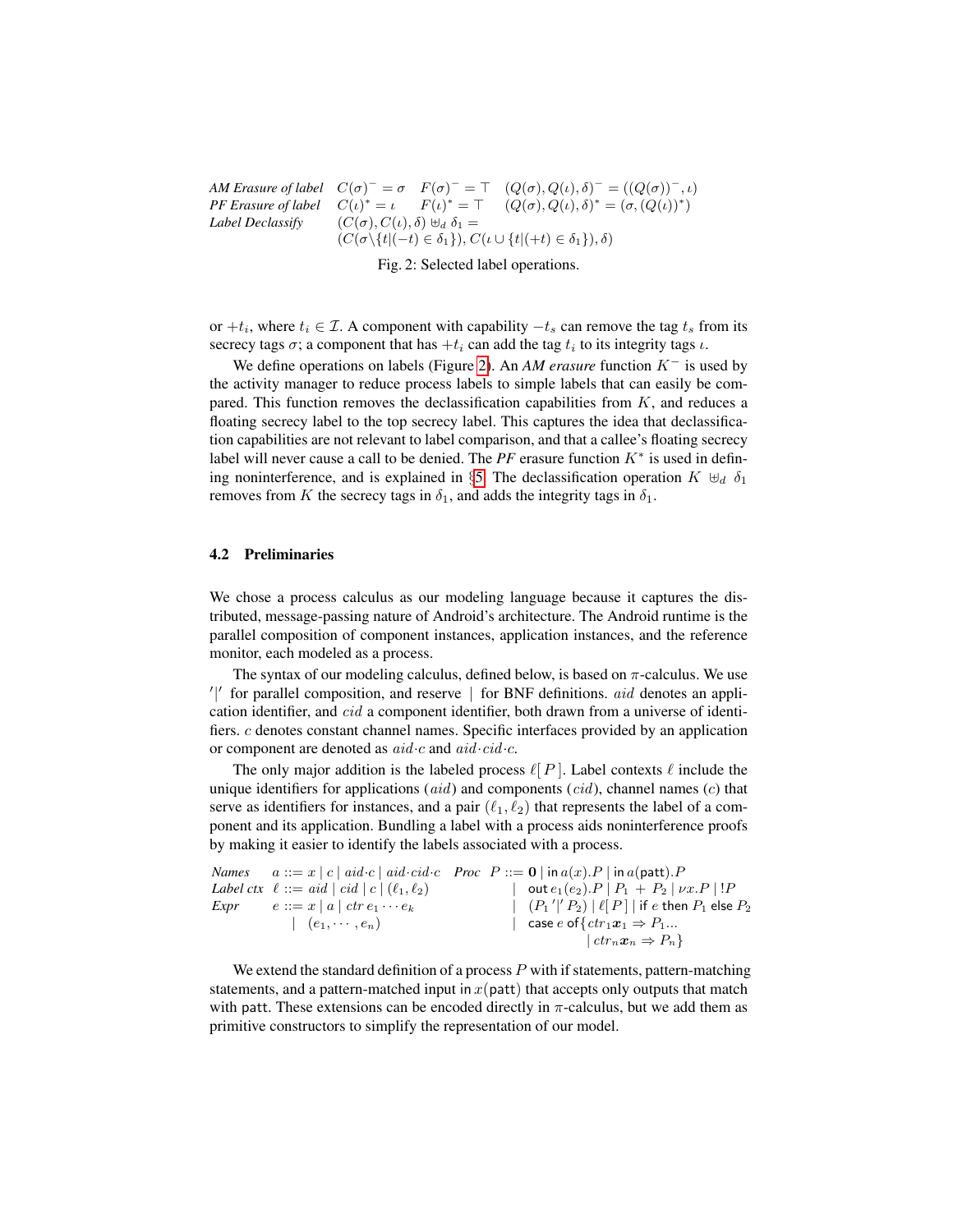$$
\begin{array}{llll}
\textit{AM Erasure of label} & C(\sigma)^- = \sigma \quad F(\sigma)^- = \top & (Q(\sigma), Q(\iota), \delta)^- = ((Q(\sigma))^-, \iota) \\
\textit{PF Erasure of label} & C(\iota)^* = \iota \quad F(\iota)^* = \top & (Q(\sigma), Q(\iota), \delta)^* = (\sigma, (Q(\iota))^*) \\
\textit{Label Declassify} & (C(\sigma), C(\iota), \delta) \uplus_d \delta_1 = & \\
& (C(\sigma \backslash \{t | (-t) \in \delta_1\}), C(\iota \cup \{t | (+t) \in \delta_1\}), \delta) &
\end{array}
$$

Fig. 2: Selected label operations.

or $+t_i$, where $t_i \in \mathcal{I}$. A component with capability $-t_s$ can remove the tag $t_s$ from its secrecy tags $\sigma$; a component that has $+t_i$ can add the tag $t_i$ to its integrity tags $\iota$.

We define operations on labels (Figure 2). An *AM erasure* function $K^-$ is used by the activity manager to reduce process labels to simple labels that can easily be compared. This function removes the declassification capabilities from $K$, and reduces a floating secrecy label to the top secrecy label. This captures the idea that declassification capabilities are not relevant to label comparison, and that a callee's floating secrecy label will never cause a call to be denied. The *PF* erasure function $K^*$ is used in defining noninterference, and is explained in §5. The declassification operation $K \uplus_d \delta_1$ removes from $K$ the secrecy tags in $\delta_1$, and adds the integrity tags in $\delta_1$.

### 4.2 Preliminaries

We chose a process calculus as our modeling language because it captures the distributed, message-passing nature of Android's architecture. The Android runtime is the parallel composition of component instances, application instances, and the reference monitor, each modeled as a process.

The syntax of our modeling calculus, defined below, is based on $\pi$-calculus. We use $'|'$ for parallel composition, and reserve $|$ for BNF definitions. $aid$ denotes an application identifier, and $cid$ a component identifier, both drawn from a universe of identifiers. $c$ denotes constant channel names. Specific interfaces provided by an application or component are denoted as $aid{\cdot}c$ and $aid{\cdot}cid{\cdot}c$.

The only major addition is the labeled process $\ell[P]$. Label contexts $\ell$ include the unique identifiers for applications ($aid$) and components ($cid$), channel names ($c$) that serve as identifiers for instances, and a pair $(\ell_1, \ell_2)$ that represents the label of a component and its application. Bundling a label with a process aids noninterference proofs by making it easier to identify the labels associated with a process.

$$
\begin{array}{llll}
\textit{Names} & a ::= x \mid c \mid aid{\cdot}c \mid aid{\cdot}cid{\cdot}c & \textit{Proc} & P ::= \mathbf{0} \mid \mathsf{in}\, a(x).P \mid \mathsf{in}\, a(\mathsf{patt}).P \\
\textit{Label ctx} & \ell ::= aid \mid cid \mid c \mid (\ell_1, \ell_2) & & \quad\mid \mathsf{out}\, e_1(e_2).P \mid P_1 + P_2 \mid \nu x.P \mid !P \\
\textit{Expr} & e ::= x \mid a \mid ctr\, e_1 \cdots e_k & & \quad\mid (P_1 \,'|'\, P_2) \mid \ell[P] \mid \mathsf{if}\; e \;\mathsf{then}\; P_1 \;\mathsf{else}\; P_2 \\
& \quad\mid (e_1, \cdots, e_n) & & \quad\mid \mathsf{case}\; e \;\mathsf{of}\{ctr_1 \boldsymbol{x}_1 \Rightarrow P_1 ... \\
& & & \qquad\qquad \mid ctr_n \boldsymbol{x}_n \Rightarrow P_n\}
\end{array}
$$

We extend the standard definition of a process $P$ with if statements, pattern-matching statements, and a pattern-matched input $\mathsf{in}\, x(\mathsf{patt})$ that accepts only outputs that match with $\mathsf{patt}$. These extensions can be encoded directly in $\pi$-calculus, but we add them as primitive constructors to simplify the representation of our model.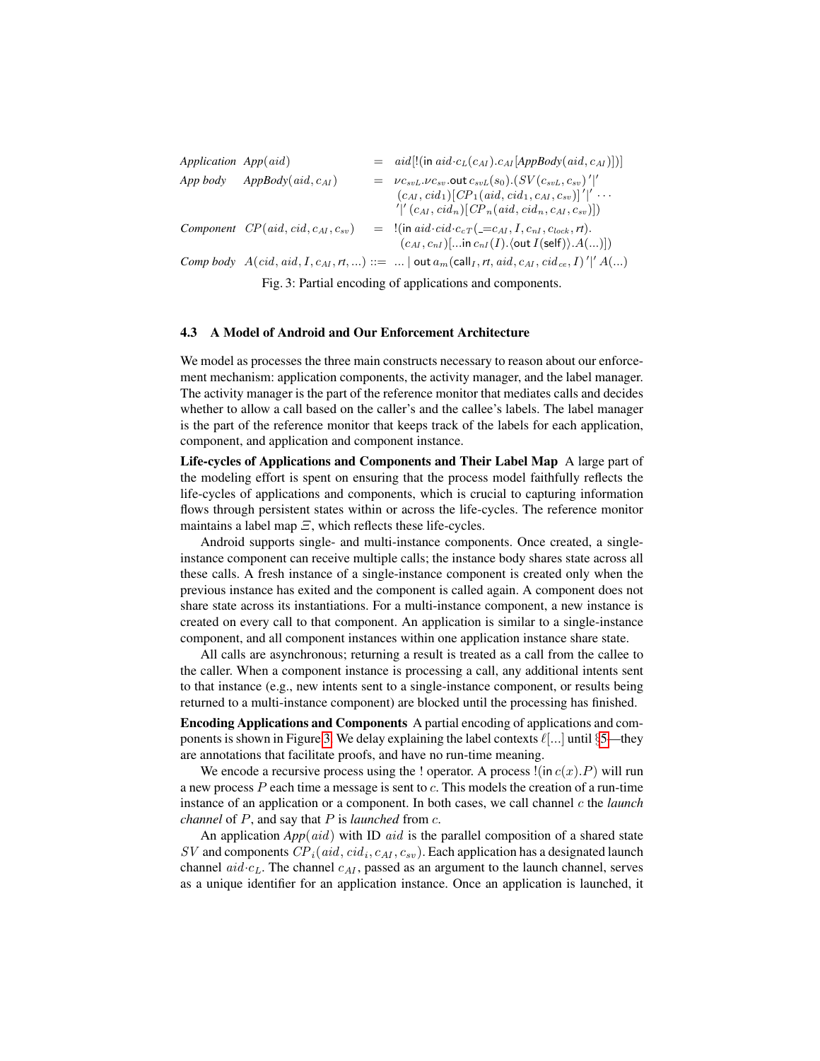| | | | |
|---|---|---|---|
| *Application* | $App(aid)$ | $=$ | $aid[!(\mathsf{in}\ aid{\cdot}c_L(c_{AI}).c_{AI}[AppBody(aid, c_{AI})])]$ |
| *App body* | $AppBody(aid, c_{AI})$ | $=$ | $\nu c_{svL}.\nu c_{sv}.\mathsf{out}\ c_{svL}(s_0).(SV(c_{svL}, c_{sv})\ '\|'$ $(c_{AI}, cid_1)[CP_1(aid, cid_1, c_{AI}, c_{sv})]\ '\|' \cdots$ $'\|'\ (c_{AI}, cid_n)[CP_n(aid, cid_n, c_{AI}, c_{sv})])$ |
| *Component* | $CP(aid, cid, c_{AI}, c_{sv})$ | $=$ | $!(\mathsf{in}\ aid{\cdot}cid{\cdot}c_{cT}(\_{=}c_{AI}, I, c_{nI}, c_{lock}, \mathit{rt}).$ $(c_{AI}, c_{nI})[...\mathsf{in}\ c_{nI}(I).\langle \mathsf{out}\ I(\mathsf{self})\rangle.A(...)])$ |
| *Comp body* | $A(cid, aid, I, c_{AI}, \mathit{rt}, ...)$ | $::=$ | $...\ \|\ \mathsf{out}\ a_m(\mathsf{call}_I, \mathit{rt}, aid, c_{AI}, cid_{ce}, I)\ '\|'\ A(...)$ |

Fig. 3: Partial encoding of applications and components.

### 4.3 A Model of Android and Our Enforcement Architecture

We model as processes the three main constructs necessary to reason about our enforcement mechanism: application components, the activity manager, and the label manager. The activity manager is the part of the reference monitor that mediates calls and decides whether to allow a call based on the caller's and the callee's labels. The label manager is the part of the reference monitor that keeps track of the labels for each application, component, and application and component instance.

**Life-cycles of Applications and Components and Their Label Map** A large part of the modeling effort is spent on ensuring that the process model faithfully reflects the life-cycles of applications and components, which is crucial to capturing information flows through persistent states within or across the life-cycles. The reference monitor maintains a label map $\Xi$, which reflects these life-cycles.

Android supports single- and multi-instance components. Once created, a single-instance component can receive multiple calls; the instance body shares state across all these calls. A fresh instance of a single-instance component is created only when the previous instance has exited and the component is called again. A component does not share state across its instantiations. For a multi-instance component, a new instance is created on every call to that component. An application is similar to a single-instance component, and all component instances within one application instance share state.

All calls are asynchronous; returning a result is treated as a call from the callee to the caller. When a component instance is processing a call, any additional intents sent to that instance (e.g., new intents sent to a single-instance component, or results being returned to a multi-instance component) are blocked until the processing has finished.

**Encoding Applications and Components** A partial encoding of applications and components is shown in Figure 3. We delay explaining the label contexts $\ell[...]$ until §5—they are annotations that facilitate proofs, and have no run-time meaning.

We encode a recursive process using the ! operator. A process $!(\mathsf{in}\ c(x).P)$ will run a new process $P$ each time a message is sent to $c$. This models the creation of a run-time instance of an application or a component. In both cases, we call channel $c$ the *launch channel* of $P$, and say that $P$ is *launched* from $c$.

An application $App(aid)$ with ID $aid$ is the parallel composition of a shared state $SV$ and components $CP_i(aid, cid_i, c_{AI}, c_{sv})$. Each application has a designated launch channel $aid{\cdot}c_L$. The channel $c_{AI}$, passed as an argument to the launch channel, serves as a unique identifier for an application instance. Once an application is launched, it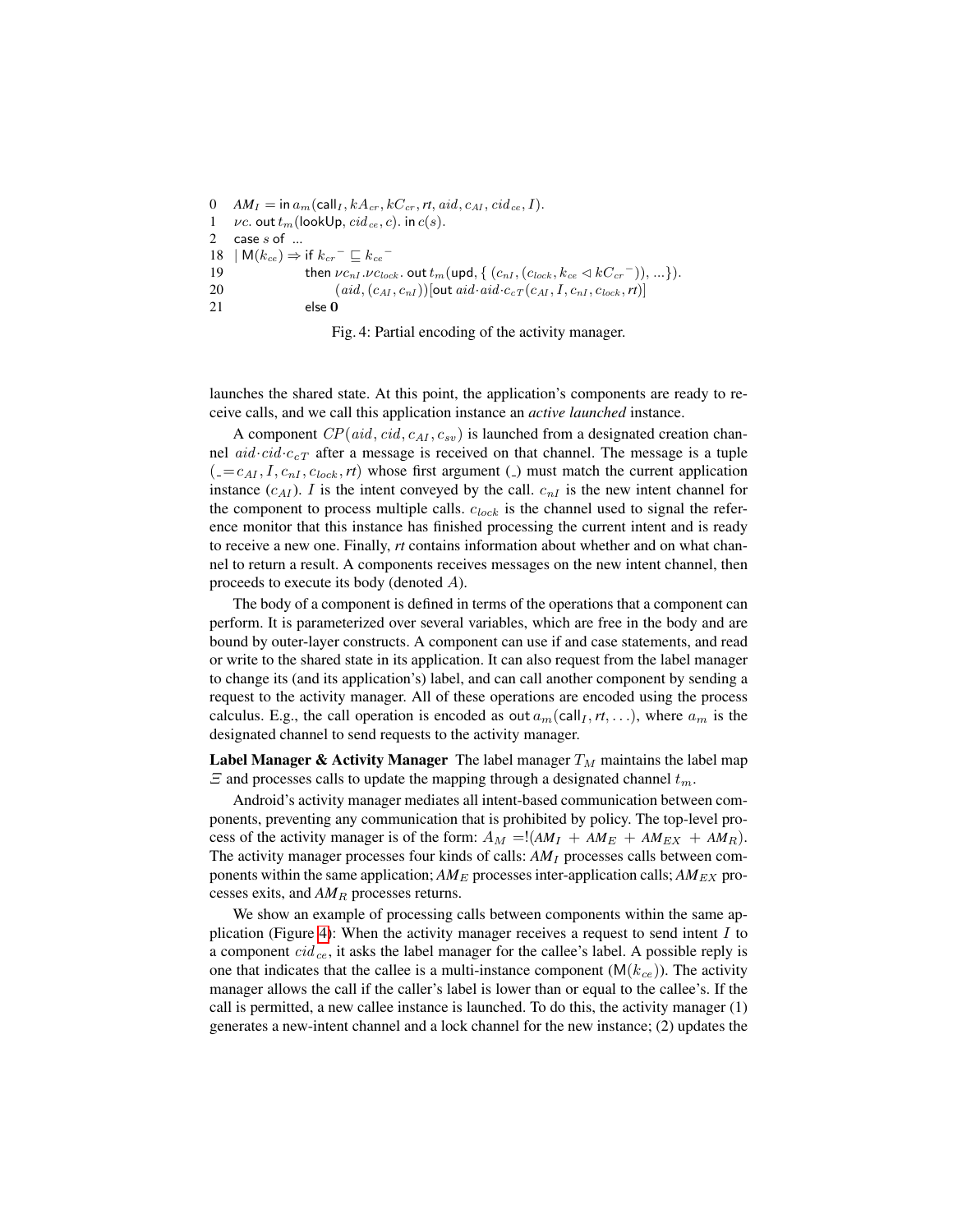```
0   AM_I = in a_m(call_I, kA_cr, kC_cr, rt, aid, c_AI, cid_ce, I).
1   νc. out t_m(lookUp, cid_ce, c). in c(s).
2   case s of ...
18  | M(k_ce) ⇒ if k_cr⁻ ⊑ k_ce⁻
19              then νc_nI.νc_lock. out t_m(upd, { (c_nI, (c_lock, k_ce ◁ kC_cr⁻)), ...}).
20                   (aid, (c_AI, c_nI))[out aid·aid·c_cT(c_AI, I, c_nI, c_lock, rt)]
21              else 0
```

Fig. 4: Partial encoding of the activity manager.

launches the shared state. At this point, the application's components are ready to receive calls, and we call this application instance an *active launched* instance.

A component $CP(aid, cid, c_{AI}, c_{sv})$ is launched from a designated creation channel $aid{\cdot}cid{\cdot}c_{cT}$ after a message is received on that channel. The message is a tuple $(\_{=}c_{AI}, I, c_{nI}, c_{lock}, rt)$ whose first argument ($\_$) must match the current application instance ($c_{AI}$). $I$ is the intent conveyed by the call. $c_{nI}$ is the new intent channel for the component to process multiple calls. $c_{lock}$ is the channel used to signal the reference monitor that this instance has finished processing the current intent and is ready to receive a new one. Finally, *rt* contains information about whether and on what channel to return a result. A components receives messages on the new intent channel, then proceeds to execute its body (denoted $A$).

The body of a component is defined in terms of the operations that a component can perform. It is parameterized over several variables, which are free in the body and are bound by outer-layer constructs. A component can use if and case statements, and read or write to the shared state in its application. It can also request from the label manager to change its (and its application's) label, and can call another component by sending a request to the activity manager. All of these operations are encoded using the process calculus. E.g., the call operation is encoded as $\mathsf{out}\, a_m(\mathsf{call}_I, rt, \ldots)$, where $a_m$ is the designated channel to send requests to the activity manager.

**Label Manager & Activity Manager** The label manager $T_M$ maintains the label map $\Xi$ and processes calls to update the mapping through a designated channel $t_m$.

Android's activity manager mediates all intent-based communication between components, preventing any communication that is prohibited by policy. The top-level process of the activity manager is of the form: $A_M = !(AM_I + AM_E + AM_{EX} + AM_R)$. The activity manager processes four kinds of calls: $AM_I$ processes calls between components within the same application; $AM_E$ processes inter-application calls; $AM_{EX}$ processes exits, and $AM_R$ processes returns.

We show an example of processing calls between components within the same application (Figure 4): When the activity manager receives a request to send intent $I$ to a component $cid_{ce}$, it asks the label manager for the callee's label. A possible reply is one that indicates that the callee is a multi-instance component ($\mathsf{M}(k_{ce})$). The activity manager allows the call if the caller's label is lower than or equal to the callee's. If the call is permitted, a new callee instance is launched. To do this, the activity manager (1) generates a new-intent channel and a lock channel for the new instance; (2) updates the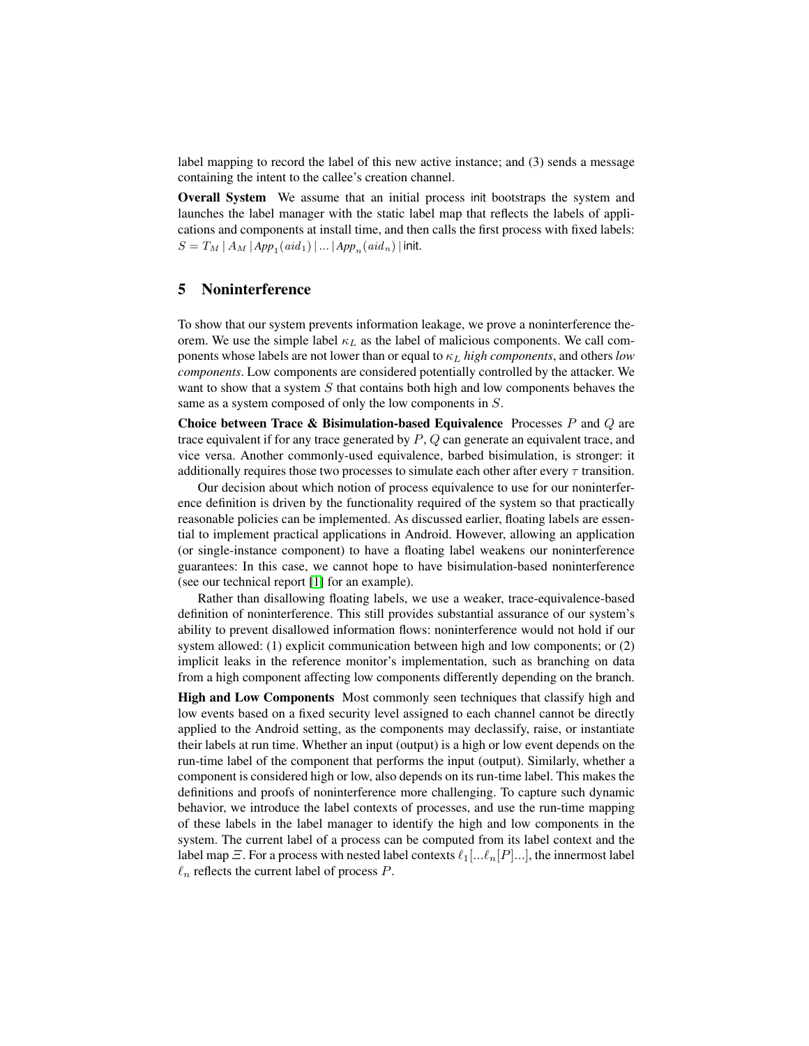label mapping to record the label of this new active instance; and (3) sends a message containing the intent to the callee's creation channel.

**Overall System** We assume that an initial process $\mathsf{init}$ bootstraps the system and launches the label manager with the static label map that reflects the labels of applications and components at install time, and then calls the first process with fixed labels: $S = T_M \mid A_M \mid App_1(aid_1) \mid ... \mid App_n(aid_n) \mid \mathsf{init}$.

## 5 Noninterference

To show that our system prevents information leakage, we prove a noninterference theorem. We use the simple label $\kappa_L$ as the label of malicious components. We call components whose labels are not lower than or equal to $\kappa_L$ *high components*, and others *low components*. Low components are considered potentially controlled by the attacker. We want to show that a system $S$ that contains both high and low components behaves the same as a system composed of only the low components in $S$.

**Choice between Trace & Bisimulation-based Equivalence** Processes $P$ and $Q$ are trace equivalent if for any trace generated by $P$, $Q$ can generate an equivalent trace, and vice versa. Another commonly-used equivalence, barbed bisimulation, is stronger: it additionally requires those two processes to simulate each other after every $\tau$ transition.

Our decision about which notion of process equivalence to use for our noninterference definition is driven by the functionality required of the system so that practically reasonable policies can be implemented. As discussed earlier, floating labels are essential to implement practical applications in Android. However, allowing an application (or single-instance component) to have a floating label weakens our noninterference guarantees: In this case, we cannot hope to have bisimulation-based noninterference (see our technical report [1] for an example).

Rather than disallowing floating labels, we use a weaker, trace-equivalence-based definition of noninterference. This still provides substantial assurance of our system's ability to prevent disallowed information flows: noninterference would not hold if our system allowed: (1) explicit communication between high and low components; or (2) implicit leaks in the reference monitor's implementation, such as branching on data from a high component affecting low components differently depending on the branch.

**High and Low Components** Most commonly seen techniques that classify high and low events based on a fixed security level assigned to each channel cannot be directly applied to the Android setting, as the components may declassify, raise, or instantiate their labels at run time. Whether an input (output) is a high or low event depends on the run-time label of the component that performs the input (output). Similarly, whether a component is considered high or low, also depends on its run-time label. This makes the definitions and proofs of noninterference more challenging. To capture such dynamic behavior, we introduce the label contexts of processes, and use the run-time mapping of these labels in the label manager to identify the high and low components in the system. The current label of a process can be computed from its label context and the label map $\Xi$. For a process with nested label contexts $\ell_1[...\ell_n[P]...]$, the innermost label $\ell_n$ reflects the current label of process $P$.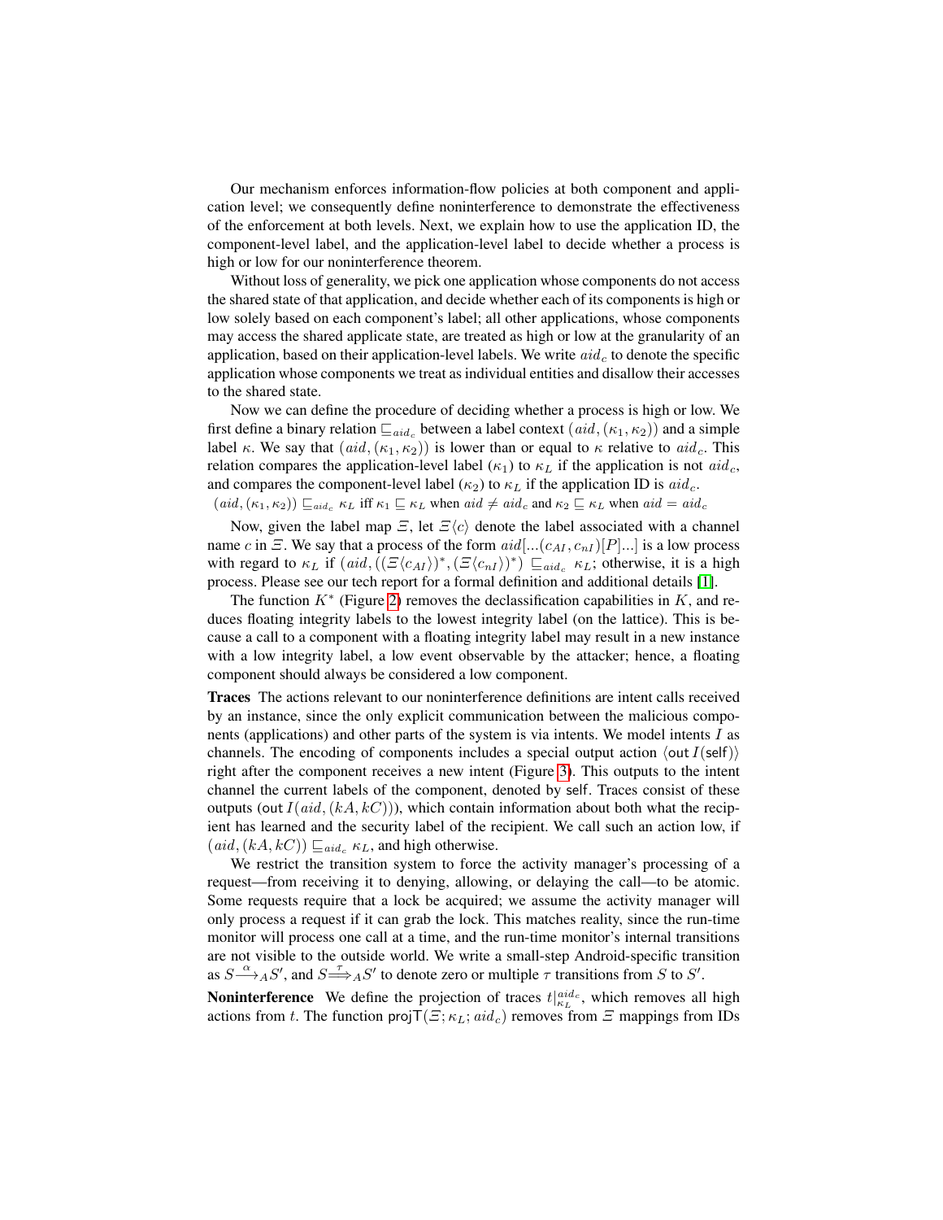Our mechanism enforces information-flow policies at both component and application level; we consequently define noninterference to demonstrate the effectiveness of the enforcement at both levels. Next, we explain how to use the application ID, the component-level label, and the application-level label to decide whether a process is high or low for our noninterference theorem.

Without loss of generality, we pick one application whose components do not access the shared state of that application, and decide whether each of its components is high or low solely based on each component's label; all other applications, whose components may access the shared applicate state, are treated as high or low at the granularity of an application, based on their application-level labels. We write $aid_c$ to denote the specific application whose components we treat as individual entities and disallow their accesses to the shared state.

Now we can define the procedure of deciding whether a process is high or low. We first define a binary relation $\sqsubseteq_{aid_c}$ between a label context $(aid, (\kappa_1, \kappa_2))$ and a simple label $\kappa$. We say that $(aid, (\kappa_1, \kappa_2))$ is lower than or equal to $\kappa$ relative to $aid_c$. This relation compares the application-level label $(\kappa_1)$ to $\kappa_L$ if the application is not $aid_c$, and compares the component-level label $(\kappa_2)$ to $\kappa_L$ if the application ID is $aid_c$.

$$(aid, (\kappa_1, \kappa_2)) \sqsubseteq_{aid_c} \kappa_L \text{ iff } \kappa_1 \sqsubseteq \kappa_L \text{ when } aid \neq aid_c \text{ and } \kappa_2 \sqsubseteq \kappa_L \text{ when } aid = aid_c$$

Now, given the label map $\Xi$, let $\Xi\langle c \rangle$ denote the label associated with a channel name $c$ in $\Xi$. We say that a process of the form $aid[...(c_{AI}, c_{nI})[P]...]$ is a low process with regard to $\kappa_L$ if $(aid, ((\Xi\langle c_{AI}\rangle)^*, (\Xi\langle c_{nI}\rangle)^*) \sqsubseteq_{aid_c} \kappa_L$; otherwise, it is a high process. Please see our tech report for a formal definition and additional details [1].

The function $K^*$ (Figure 2) removes the declassification capabilities in $K$, and reduces floating integrity labels to the lowest integrity label (on the lattice). This is because a call to a component with a floating integrity label may result in a new instance with a low integrity label, a low event observable by the attacker; hence, a floating component should always be considered a low component.

**Traces** The actions relevant to our noninterference definitions are intent calls received by an instance, since the only explicit communication between the malicious components (applications) and other parts of the system is via intents. We model intents $I$ as channels. The encoding of components includes a special output action $\langle \mathsf{out}\, I(\mathsf{self})\rangle$ right after the component receives a new intent (Figure 3). This outputs to the intent channel the current labels of the component, denoted by $\mathsf{self}$. Traces consist of these outputs ($\mathsf{out}\, I(aid, (kA, kC))$), which contain information about both what the recipient has learned and the security label of the recipient. We call such an action low, if $(aid, (kA, kC)) \sqsubseteq_{aid_c} \kappa_L$, and high otherwise.

We restrict the transition system to force the activity manager's processing of a request—from receiving it to denying, allowing, or delaying the call—to be atomic. Some requests require that a lock be acquired; we assume the activity manager will only process a request if it can grab the lock. This matches reality, since the run-time monitor will process one call at a time, and the run-time monitor's internal transitions are not visible to the outside world. We write a small-step Android-specific transition as $S \xrightarrow{\alpha}_A S'$, and $S \xRightarrow{\tau}_A S'$ to denote zero or multiple $\tau$ transitions from $S$ to $S'$.

**Noninterference** We define the projection of traces $t|^{aid_c}_{\kappa_L}$, which removes all high actions from $t$. The function $\mathsf{projT}(\Xi; \kappa_L; aid_c)$ removes from $\Xi$ mappings from IDs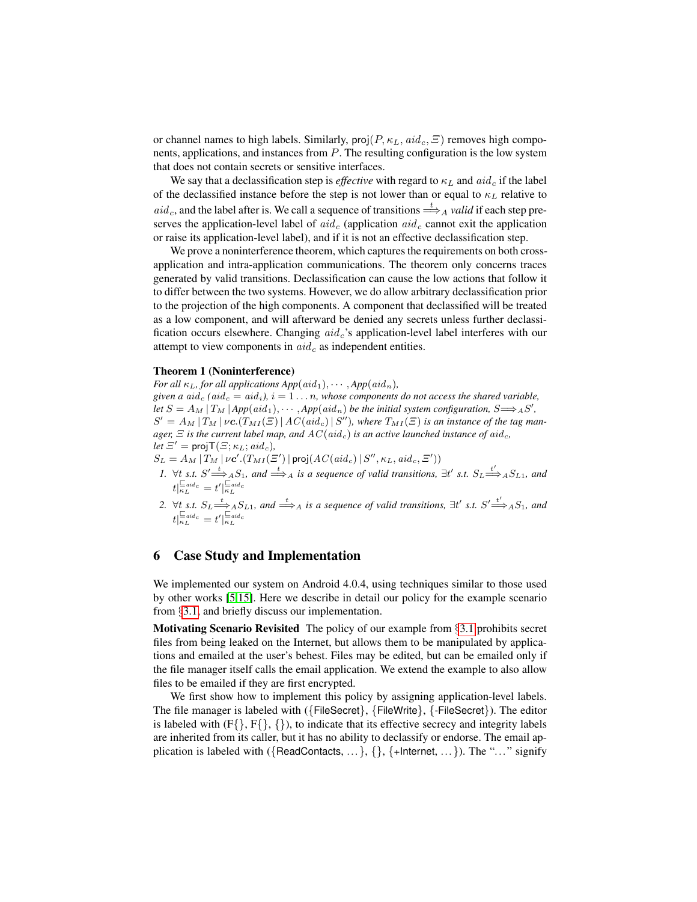or channel names to high labels. Similarly, $\mathsf{proj}(P, \kappa_L, aid_c, \Xi)$ removes high components, applications, and instances from $P$. The resulting configuration is the low system that does not contain secrets or sensitive interfaces.

We say that a declassification step is *effective* with regard to $\kappa_L$ and $aid_c$ if the label of the declassified instance before the step is not lower than or equal to $\kappa_L$ relative to $aid_c$, and the label after is. We call a sequence of transitions $\overset{t}{\Longrightarrow}_A$ *valid* if each step preserves the application-level label of $aid_c$ (application $aid_c$ cannot exit the application or raise its application-level label), and if it is not an effective declassification step.

We prove a noninterference theorem, which captures the requirements on both cross-application and intra-application communications. The theorem only concerns traces generated by valid transitions. Declassification can cause the low actions that follow it to differ between the two systems. However, we do allow arbitrary declassification prior to the projection of the high components. A component that declassified will be treated as a low component, and will afterward be denied any secrets unless further declassification occurs elsewhere. Changing $aid_c$'s application-level label interferes with our attempt to view components in $aid_c$ as independent entities.

**Theorem 1 (Noninterference)**
*For all $\kappa_L$, for all applications $App(aid_1), \cdots, App(aid_n)$, given a $aid_c$ ($aid_c = aid_i$), $i = 1 \ldots n$, whose components do not access the shared variable, let $S = A_M \mid T_M \mid App(aid_1), \cdots, App(aid_n)$ be the initial system configuration, $S \Longrightarrow_A S'$, $S' = A_M \mid T_M \mid \nu \mathbf{c}.(T_{MI}(\Xi) \mid AC(aid_c) \mid S'')$, where $T_{MI}(\Xi)$ is an instance of the tag manager, $\Xi$ is the current label map, and $AC(aid_c)$ is an active launched instance of $aid_c$, let $\Xi' = \mathsf{projT}(\Xi; \kappa_L; aid_c)$,*
*$S_L = A_M \mid T_M \mid \nu \mathbf{c}'.(T_{MI}(\Xi') \mid \mathsf{proj}(AC(aid_c) \mid S'', \kappa_L, aid_c, \Xi'))$*

1. *$\forall t$ s.t. $S' \overset{t}{\Longrightarrow}_A S_1$, and $\overset{t}{\Longrightarrow}_A$ is a sequence of valid transitions, $\exists t'$ s.t. $S_L \overset{t'}{\Longrightarrow}_A S_{L1}$, and $t|_{\kappa_L}^{\sqsubseteq_{aid_c}} = t'|_{\kappa_L}^{\sqsubseteq_{aid_c}}$*
2. *$\forall t$ s.t. $S_L \overset{t}{\Longrightarrow}_A S_{L1}$, and $\overset{t}{\Longrightarrow}_A$ is a sequence of valid transitions, $\exists t'$ s.t. $S' \overset{t'}{\Longrightarrow}_A S_1$, and $t|_{\kappa_L}^{\sqsubseteq_{aid_c}} = t'|_{\kappa_L}^{\sqsubseteq_{aid_c}}$*

## 6 Case Study and Implementation

We implemented our system on Android 4.0.4, using techniques similar to those used by other works [5,15]. Here we describe in detail our policy for the example scenario from §3.1, and briefly discuss our implementation.

**Motivating Scenario Revisited** The policy of our example from §3.1 prohibits secret files from being leaked on the Internet, but allows them to be manipulated by applications and emailed at the user's behest. Files may be edited, but can be emailed only if the file manager itself calls the email application. We extend the example to also allow files to be emailed if they are first encrypted.

We first show how to implement this policy by assigning application-level labels. The file manager is labeled with ({FileSecret}, {FileWrite}, {-FileSecret}). The editor is labeled with (F{}, F{}, {}), to indicate that its effective secrecy and integrity labels are inherited from its caller, but it has no ability to declassify or endorse. The email application is labeled with ({ReadContacts, …}, {}, {+Internet, …}). The "…" signify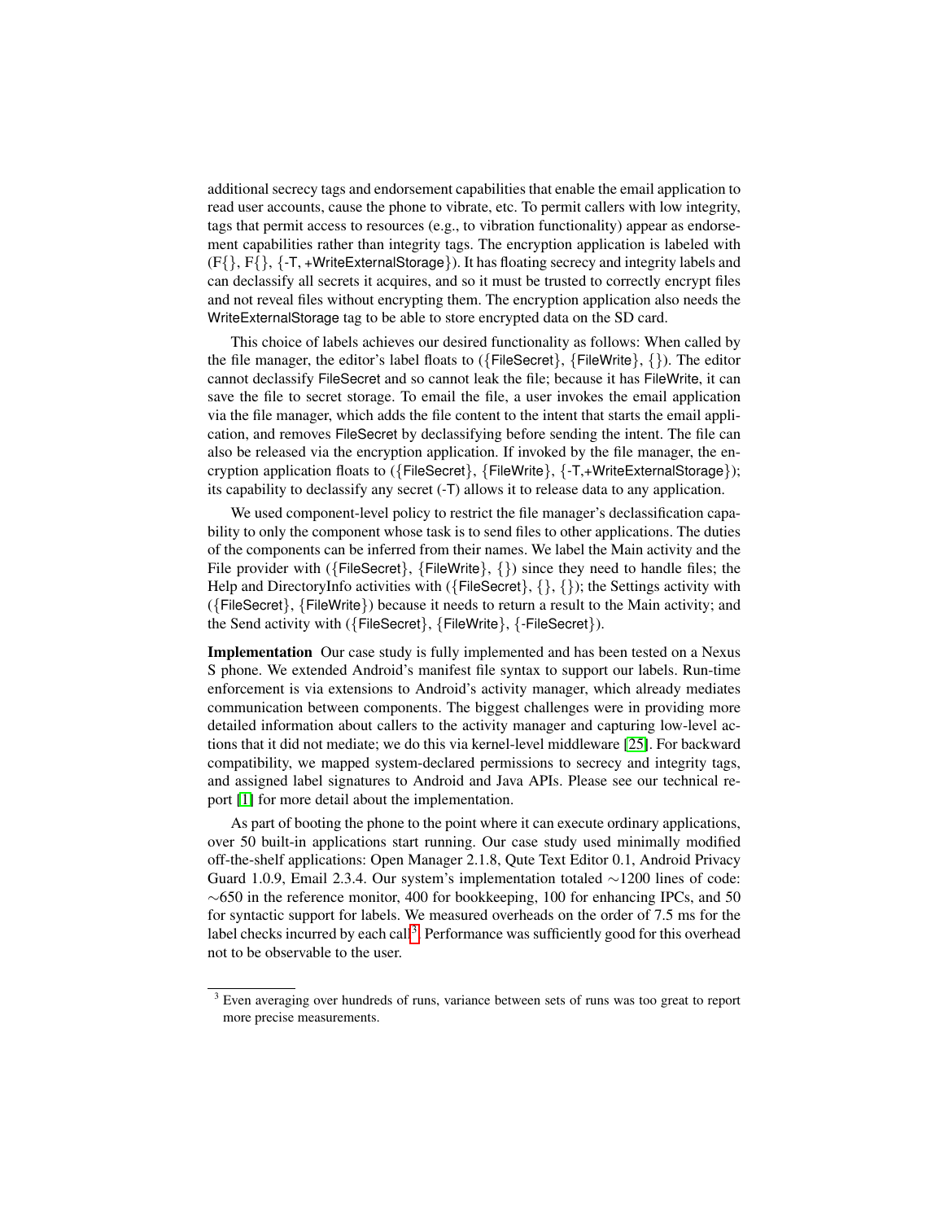additional secrecy tags and endorsement capabilities that enable the email application to read user accounts, cause the phone to vibrate, etc. To permit callers with low integrity, tags that permit access to resources (e.g., to vibration functionality) appear as endorsement capabilities rather than integrity tags. The encryption application is labeled with (F{}, F{}, {-T, +WriteExternalStorage}). It has floating secrecy and integrity labels and can declassify all secrets it acquires, and so it must be trusted to correctly encrypt files and not reveal files without encrypting them. The encryption application also needs the WriteExternalStorage tag to be able to store encrypted data on the SD card.

This choice of labels achieves our desired functionality as follows: When called by the file manager, the editor's label floats to ({FileSecret}, {FileWrite}, {}). The editor cannot declassify FileSecret and so cannot leak the file; because it has FileWrite, it can save the file to secret storage. To email the file, a user invokes the email application via the file manager, which adds the file content to the intent that starts the email application, and removes FileSecret by declassifying before sending the intent. The file can also be released via the encryption application. If invoked by the file manager, the encryption application floats to ({FileSecret}, {FileWrite}, {-T,+WriteExternalStorage}); its capability to declassify any secret (-T) allows it to release data to any application.

We used component-level policy to restrict the file manager's declassification capability to only the component whose task is to send files to other applications. The duties of the components can be inferred from their names. We label the Main activity and the File provider with ({FileSecret}, {FileWrite}, {}) since they need to handle files; the Help and DirectoryInfo activities with ({FileSecret}, {}, {}); the Settings activity with ({FileSecret}, {FileWrite}) because it needs to return a result to the Main activity; and the Send activity with ({FileSecret}, {FileWrite}, {-FileSecret}).

**Implementation** Our case study is fully implemented and has been tested on a Nexus S phone. We extended Android's manifest file syntax to support our labels. Run-time enforcement is via extensions to Android's activity manager, which already mediates communication between components. The biggest challenges were in providing more detailed information about callers to the activity manager and capturing low-level actions that it did not mediate; we do this via kernel-level middleware [25]. For backward compatibility, we mapped system-declared permissions to secrecy and integrity tags, and assigned label signatures to Android and Java APIs. Please see our technical report [1] for more detail about the implementation.

As part of booting the phone to the point where it can execute ordinary applications, over 50 built-in applications start running. Our case study used minimally modified off-the-shelf applications: Open Manager 2.1.8, Qute Text Editor 0.1, Android Privacy Guard 1.0.9, Email 2.3.4. Our system's implementation totaled ∼1200 lines of code: ∼650 in the reference monitor, 400 for bookkeeping, 100 for enhancing IPCs, and 50 for syntactic support for labels. We measured overheads on the order of 7.5 ms for the label checks incurred by each call[3]. Performance was sufficiently good for this overhead not to be observable to the user.

[3] Even averaging over hundreds of runs, variance between sets of runs was too great to report more precise measurements.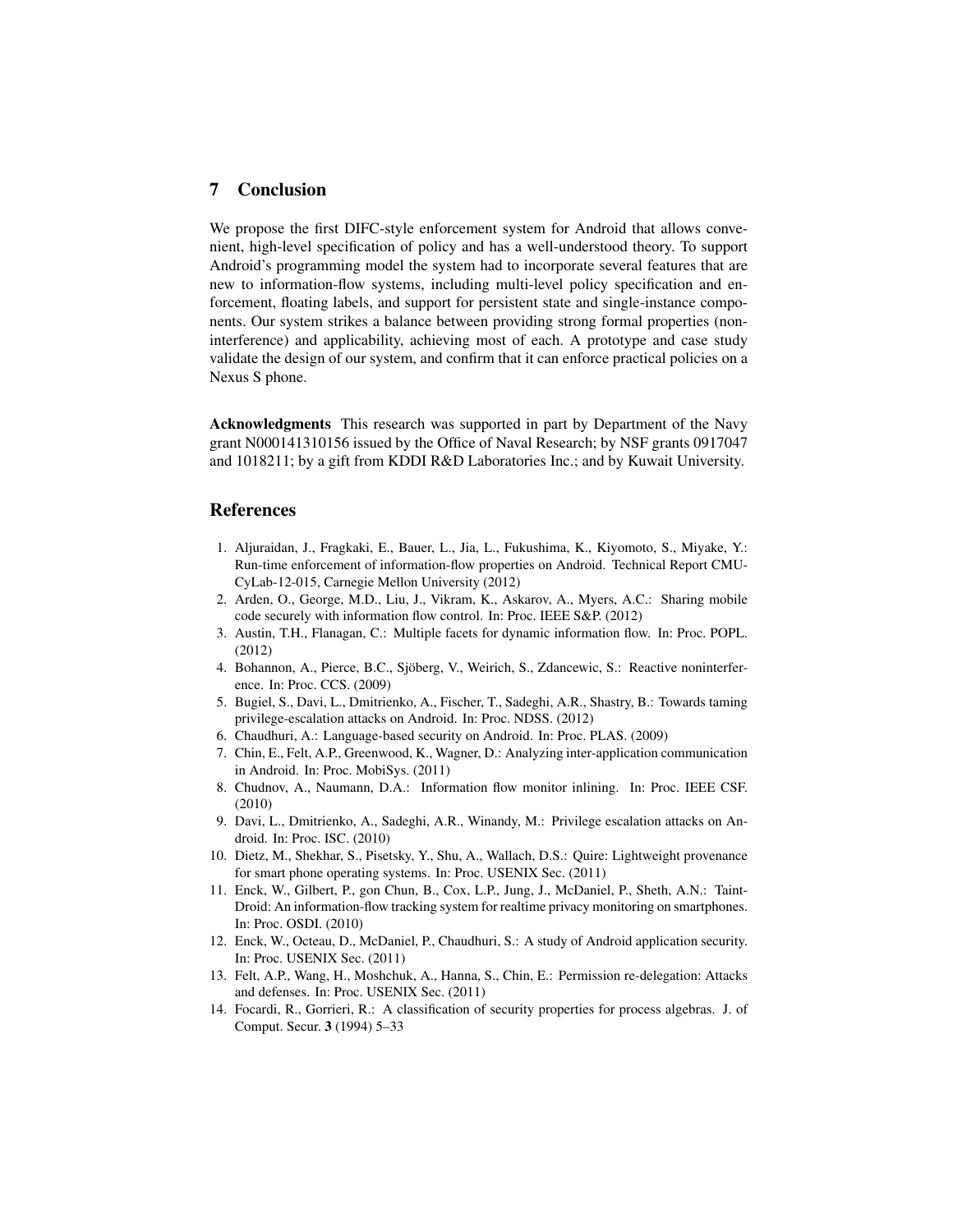## 7 Conclusion

We propose the first DIFC-style enforcement system for Android that allows convenient, high-level specification of policy and has a well-understood theory. To support Android's programming model the system had to incorporate several features that are new to information-flow systems, including multi-level policy specification and enforcement, floating labels, and support for persistent state and single-instance components. Our system strikes a balance between providing strong formal properties (noninterference) and applicability, achieving most of each. A prototype and case study validate the design of our system, and confirm that it can enforce practical policies on a Nexus S phone.

**Acknowledgments** This research was supported in part by Department of the Navy grant N000141310156 issued by the Office of Naval Research; by NSF grants 0917047 and 1018211; by a gift from KDDI R&D Laboratories Inc.; and by Kuwait University.

## References

1. Aljuraidan, J., Fragkaki, E., Bauer, L., Jia, L., Fukushima, K., Kiyomoto, S., Miyake, Y.: Run-time enforcement of information-flow properties on Android. Technical Report CMU-CyLab-12-015, Carnegie Mellon University (2012)
2. Arden, O., George, M.D., Liu, J., Vikram, K., Askarov, A., Myers, A.C.: Sharing mobile code securely with information flow control. In: Proc. IEEE S&P. (2012)
3. Austin, T.H., Flanagan, C.: Multiple facets for dynamic information flow. In: Proc. POPL. (2012)
4. Bohannon, A., Pierce, B.C., Sjöberg, V., Weirich, S., Zdancewic, S.: Reactive noninterference. In: Proc. CCS. (2009)
5. Bugiel, S., Davi, L., Dmitrienko, A., Fischer, T., Sadeghi, A.R., Shastry, B.: Towards taming privilege-escalation attacks on Android. In: Proc. NDSS. (2012)
6. Chaudhuri, A.: Language-based security on Android. In: Proc. PLAS. (2009)
7. Chin, E., Felt, A.P., Greenwood, K., Wagner, D.: Analyzing inter-application communication in Android. In: Proc. MobiSys. (2011)
8. Chudnov, A., Naumann, D.A.: Information flow monitor inlining. In: Proc. IEEE CSF. (2010)
9. Davi, L., Dmitrienko, A., Sadeghi, A.R., Winandy, M.: Privilege escalation attacks on Android. In: Proc. ISC. (2010)
10. Dietz, M., Shekhar, S., Pisetsky, Y., Shu, A., Wallach, D.S.: Quire: Lightweight provenance for smart phone operating systems. In: Proc. USENIX Sec. (2011)
11. Enck, W., Gilbert, P., gon Chun, B., Cox, L.P., Jung, J., McDaniel, P., Sheth, A.N.: TaintDroid: An information-flow tracking system for realtime privacy monitoring on smartphones. In: Proc. OSDI. (2010)
12. Enck, W., Octeau, D., McDaniel, P., Chaudhuri, S.: A study of Android application security. In: Proc. USENIX Sec. (2011)
13. Felt, A.P., Wang, H., Moshchuk, A., Hanna, S., Chin, E.: Permission re-delegation: Attacks and defenses. In: Proc. USENIX Sec. (2011)
14. Focardi, R., Gorrieri, R.: A classification of security properties for process algebras. J. of Comput. Secur. **3** (1994) 5–33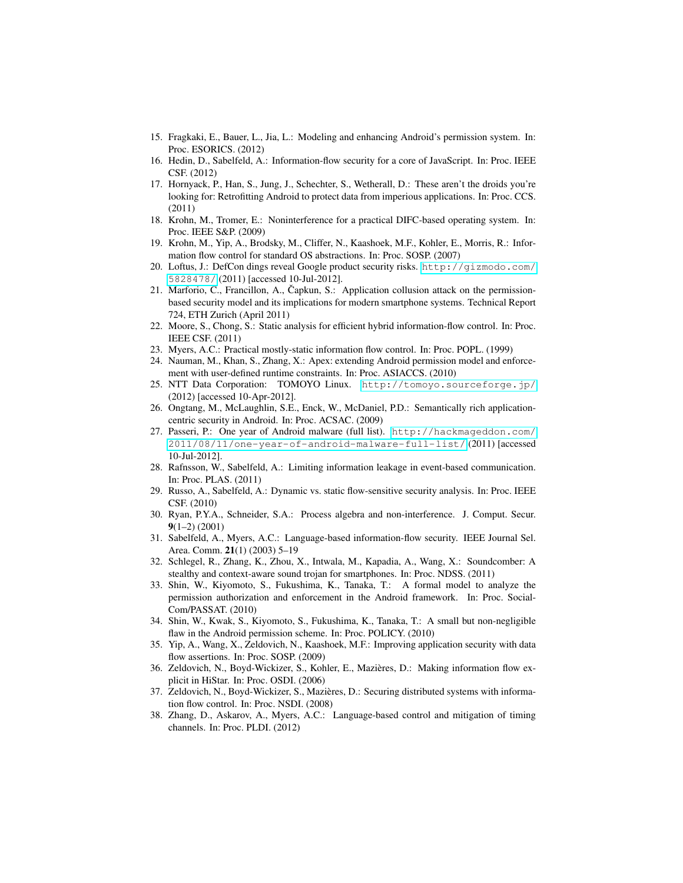15. Fragkaki, E., Bauer, L., Jia, L.: Modeling and enhancing Android's permission system. In: Proc. ESORICS. (2012)
16. Hedin, D., Sabelfeld, A.: Information-flow security for a core of JavaScript. In: Proc. IEEE CSF. (2012)
17. Hornyack, P., Han, S., Jung, J., Schechter, S., Wetherall, D.: These aren't the droids you're looking for: Retrofitting Android to protect data from imperious applications. In: Proc. CCS. (2011)
18. Krohn, M., Tromer, E.: Noninterference for a practical DIFC-based operating system. In: Proc. IEEE S&P. (2009)
19. Krohn, M., Yip, A., Brodsky, M., Cliffer, N., Kaashoek, M.F., Kohler, E., Morris, R.: Information flow control for standard OS abstractions. In: Proc. SOSP. (2007)
20. Loftus, J.: DefCon dings reveal Google product security risks. http://gizmodo.com/5828478/ (2011) [accessed 10-Jul-2012].
21. Marforio, C., Francillon, A., Čapkun, S.: Application collusion attack on the permission-based security model and its implications for modern smartphone systems. Technical Report 724, ETH Zurich (April 2011)
22. Moore, S., Chong, S.: Static analysis for efficient hybrid information-flow control. In: Proc. IEEE CSF. (2011)
23. Myers, A.C.: Practical mostly-static information flow control. In: Proc. POPL. (1999)
24. Nauman, M., Khan, S., Zhang, X.: Apex: extending Android permission model and enforcement with user-defined runtime constraints. In: Proc. ASIACCS. (2010)
25. NTT Data Corporation: TOMOYO Linux. http://tomoyo.sourceforge.jp/ (2012) [accessed 10-Apr-2012].
26. Ongtang, M., McLaughlin, S.E., Enck, W., McDaniel, P.D.: Semantically rich application-centric security in Android. In: Proc. ACSAC. (2009)
27. Passeri, P.: One year of Android malware (full list). http://hackmageddon.com/2011/08/11/one-year-of-android-malware-full-list/ (2011) [accessed 10-Jul-2012].
28. Rafnsson, W., Sabelfeld, A.: Limiting information leakage in event-based communication. In: Proc. PLAS. (2011)
29. Russo, A., Sabelfeld, A.: Dynamic vs. static flow-sensitive security analysis. In: Proc. IEEE CSF. (2010)
30. Ryan, P.Y.A., Schneider, S.A.: Process algebra and non-interference. J. Comput. Secur. **9**(1–2) (2001)
31. Sabelfeld, A., Myers, A.C.: Language-based information-flow security. IEEE Journal Sel. Area. Comm. **21**(1) (2003) 5–19
32. Schlegel, R., Zhang, K., Zhou, X., Intwala, M., Kapadia, A., Wang, X.: Soundcomber: A stealthy and context-aware sound trojan for smartphones. In: Proc. NDSS. (2011)
33. Shin, W., Kiyomoto, S., Fukushima, K., Tanaka, T.: A formal model to analyze the permission authorization and enforcement in the Android framework. In: Proc. SocialCom/PASSAT. (2010)
34. Shin, W., Kwak, S., Kiyomoto, S., Fukushima, K., Tanaka, T.: A small but non-negligible flaw in the Android permission scheme. In: Proc. POLICY. (2010)
35. Yip, A., Wang, X., Zeldovich, N., Kaashoek, M.F.: Improving application security with data flow assertions. In: Proc. SOSP. (2009)
36. Zeldovich, N., Boyd-Wickizer, S., Kohler, E., Mazières, D.: Making information flow explicit in HiStar. In: Proc. OSDI. (2006)
37. Zeldovich, N., Boyd-Wickizer, S., Mazières, D.: Securing distributed systems with information flow control. In: Proc. NSDI. (2008)
38. Zhang, D., Askarov, A., Myers, A.C.: Language-based control and mitigation of timing channels. In: Proc. PLDI. (2012)